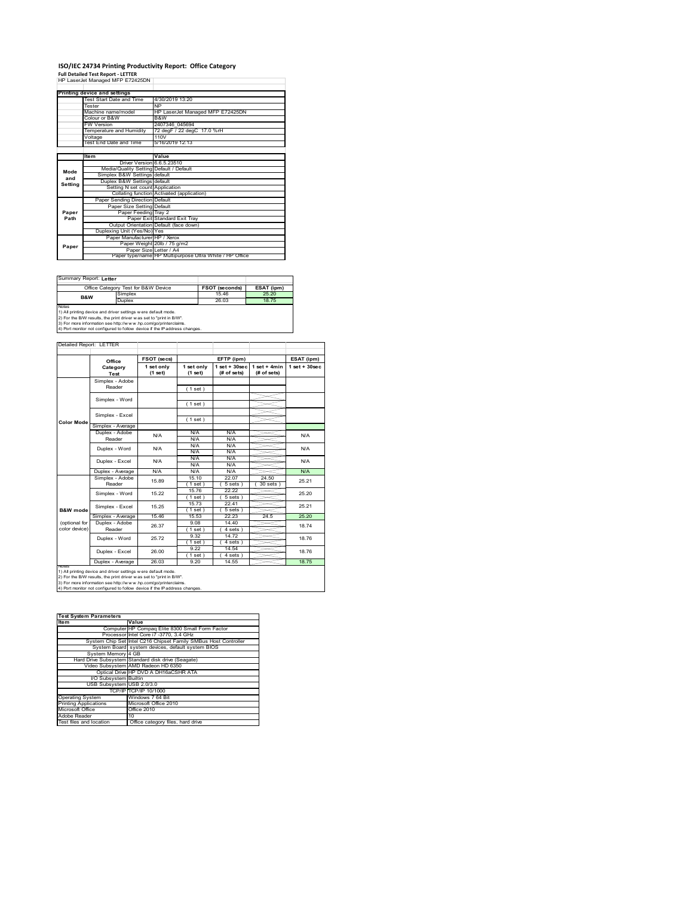# ISO/IEC 24734 Printing Productivity Report: Office Category

**Full Detailed Test Report - LETTER**

HP LaserJet Managed MFP E72425DN

| Printing device and settings | |
|---|---|
| Test Start Date and Time | 4/30/2019 13:20 |
| Tester | NP |
| Machine name/model | HP LaserJet Managed MFP E72425DN |
| Colour or B&W | B&W |
| FW Version | 2407346_045694 |
| Temperature and Humidity | 72 degF / 22 degC 17.0 %rH |
| Voltage | 110V |
| Test End Date and Time | 5/16/2019 12:13 |

| | Item | Value |
|---|---|---|
| Mode and Setting | Driver Version | 6.6.5.23510 |
| | Media/Quality Setting | Default / Default |
| | Simplex B&W Settings | default |
| | Duplex B&W Settings | default |
| | Setting N set count | Application |
| | Collating function | Activated (application) |
| Paper Path | Paper Sending Direction | Default |
| | Paper Size Setting | Default |
| | Paper Feeding | Tray 2 |
| | Paper Exit | Standard Exit Tray |
| | Output Orientation | Default (face down) |
| | Duplexing Unit (Yes/No) | Yes |
| Paper | Paper Manufacturer | HP / Xerox |
| | Paper Weight | 20lb / 75 g/m2 |
| | Paper Size | Letter / A4 |
| | Paper type/name | HP Multipurpose Ultra White / HP Office |

Summary Report: **Letter**

| Office Category Test for B&W Device | | FSOT (seconds) | ESAT (ipm) |
|---|---|---|---|
| B&W | Simplex | 15.46 | 25.20 |
| | Duplex | 26.03 | 18.75 |

Notes
1) All printing device and driver settings were default mode.
2) For the B/W results, the print driver was set to "print in B/W".
3) For more information see http://www.hp.com/go/printerclaims.
4) Port monitor not configured to follow device if the IP address changes.

Detailed Report: LETTER

| | Office Category Test | FSOT (secs) 1 set only (1 set) | EFTP (ipm) 1 set only (1 set) | EFTP (ipm) 1 set + 30sec (# of sets) | EFTP (ipm) 1 set + 4min (# of sets) | ESAT (ipm) 1 set + 30sec |
|---|---|---|---|---|---|---|
| Color Mode | Simplex - Adobe Reader | | ( 1 set ) | | | |
| | Simplex - Word | | ( 1 set ) | | | |
| | Simplex - Excel | | ( 1 set ) | | | |
| | Simplex - Average | | | | | |
| | Duplex - Adobe Reader | N/A | N/A N/A | N/A N/A | | N/A |
| | Duplex - Word | N/A | N/A N/A | N/A N/A | | N/A |
| | Duplex - Excel | N/A | N/A N/A | N/A N/A | | N/A |
| | Duplex - Average | N/A | N/A | N/A | | N/A |
| B&W mode (optional for color device) | Simplex - Adobe Reader | 15.89 | 15.10 ( 1 set ) | 22.07 ( 5 sets ) | 24.50 ( 30 sets ) | 25.21 |
| | Simplex - Word | 15.22 | 15.76 ( 1 set ) | 22.22 ( 5 sets ) | | 25.20 |
| | Simplex - Excel | 15.25 | 15.73 ( 1 set ) | 22.41 ( 5 sets ) | | 25.21 |
| | Simplex - Average | 15.46 | 15.53 | 22.23 | 24.5 | 25.20 |
| | Duplex - Adobe Reader | 26.37 | 9.08 ( 1 set ) | 14.40 ( 4 sets ) | | 18.74 |
| | Duplex - Word | 25.72 | 9.32 ( 1 set ) | 14.72 ( 4 sets ) | | 18.76 |
| | Duplex - Excel | 26.00 | 9.22 ( 1 set ) | 14.54 ( 4 sets ) | | 18.76 |
| | Duplex - Average | 26.03 | 9.20 | 14.55 | | 18.75 |

Notes
1) All printing device and driver settings were default mode.
2) For the B/W results, the print driver was set to "print in B/W".
3) For more information see http://www.hp.com/go/printerclaims.
4) Port monitor not configured to follow device if the IP address changes.

| Test System Parameters | |
|---|---|
| **Item** | **Value** |
| Computer | HP Compaq Elite 8300 Small Form Factor |
| Processor | Intel Core i7 -3770, 3.4 GHz |
| System Chip Set | Intel C216 Chipset Family SMBus Host Controller |
| System Board | system devices, default system BIOS |
| System Memory | 4 GB |
| Hard Drive Subsystem | Standard disk drive (Seagate) |
| Video Subsystem | AMD Radeon HD 6350 |
| Optical Drive | HP DVD A DH16aCSHR ATA |
| I/O Subsystem | Builtin |
| USB Subsystem | USB 2.0/3.0 |
| TCP/IP | TCP/IP 10/1000 |
| Operating System | Windows 7 64 Bit |
| Printing Applications | Microsoft Office 2010 |
| Microsoft Office | Office 2010 |
| Adobe Reader | 10 |
| Test files and location | Office category files, hard drive |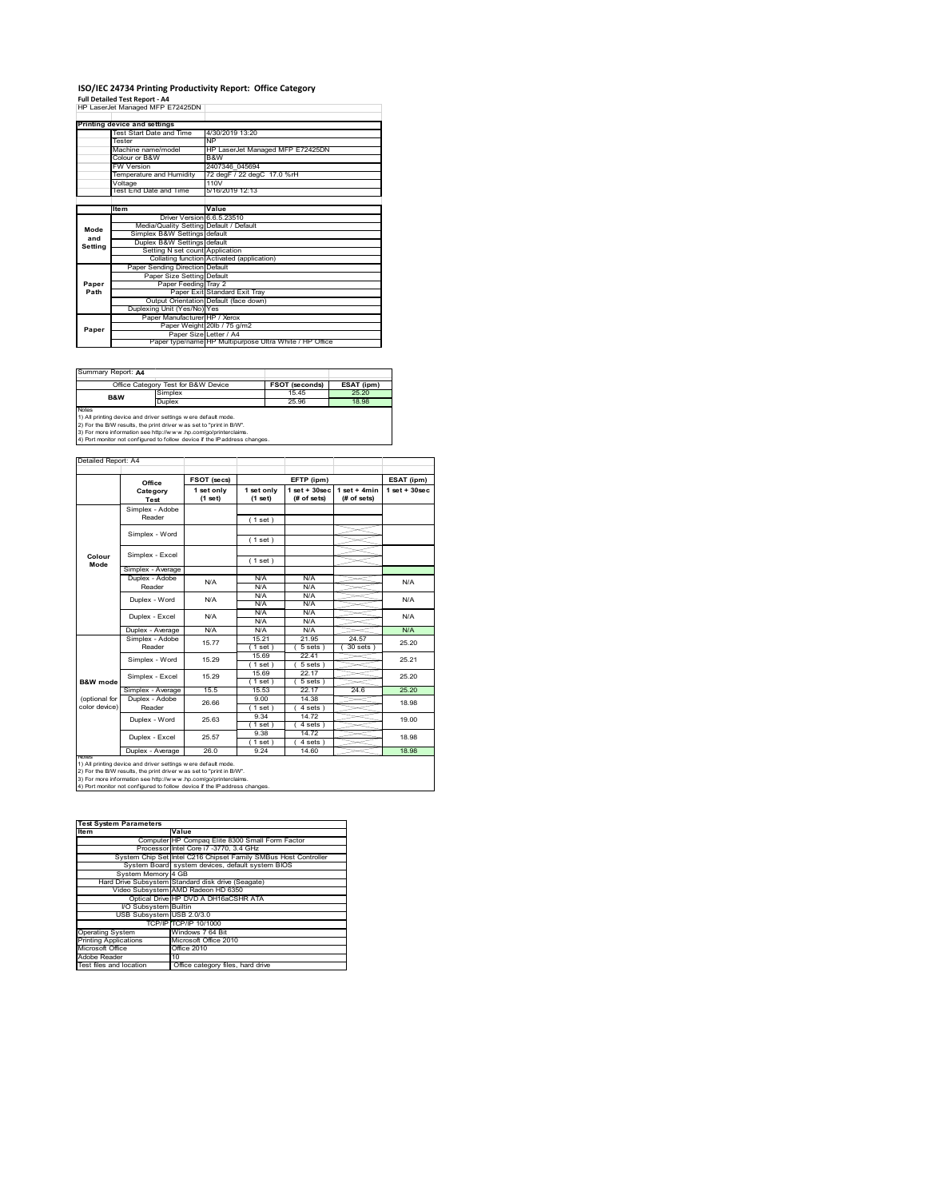# ISO/IEC 24734 Printing Productivity Report: Office Category

**Full Detailed Test Report - A4**

HP LaserJet Managed MFP E72425DN

| Printing device and settings | |
|---|---|
| Test Start Date and Time | 4/30/2019 13:20 |
| Tester | NP |
| Machine name/model | HP LaserJet Managed MFP E72425DN |
| Colour or B&W | B&W |
| FW Version | 2407346_045694 |
| Temperature and Humidity | 72 degF / 22 degC 17.0 %rH |
| Voltage | 110V |
| Test End Date and Time | 5/16/2019 12:13 |

| | Item | Value |
|---|---|---|
| Mode and Setting | Driver Version | 6.6.5.23510 |
| | Media/Quality Setting | Default / Default |
| | Simplex B&W Settings | default |
| | Duplex B&W Settings | default |
| | Setting N set count | Application |
| | Collating function | Activated (application) |
| Paper Path | Paper Sending Direction | Default |
| | Paper Size Setting | Default |
| | Paper Feeding | Tray 2 |
| | Paper Exit | Standard Exit Tray |
| | Output Orientation | Default (face down) |
| | Duplexing Unit (Yes/No) | Yes |
| Paper | Paper Manufacturer | HP / Xerox |
| | Paper Weight | 20lb / 75 g/m2 |
| | Paper Size | Letter / A4 |
| | Paper type/name | HP Multipurpose Ultra White / HP Office |

Summary Report: **A4**

| Office Category Test for B&W Device | | FSOT (seconds) | ESAT (ipm) |
|---|---|---|---|
| B&W | Simplex | 15.45 | 25.20 |
| | Duplex | 25.96 | 18.98 |

Notes
1) All printing device and driver settings were default mode.
2) For the B/W results, the print driver was set to "print in B/W".
3) For more information see http://www.hp.com/go/printerclaims.
4) Port monitor not configured to follow device if the IP address changes.

Detailed Report: A4

| | Office Category Test | FSOT (secs) 1 set only (1 set) | EFTP (ipm) 1 set only (1 set) | EFTP (ipm) 1 set + 30sec (# of sets) | EFTP (ipm) 1 set + 4min (# of sets) | ESAT (ipm) 1 set + 30sec |
|---|---|---|---|---|---|---|
| Colour Mode | Simplex - Adobe Reader | | ( 1 set ) | | | |
| | Simplex - Word | | ( 1 set ) | | | |
| | Simplex - Excel | | ( 1 set ) | | | |
| | Simplex - Average | | | | | |
| | Duplex - Adobe Reader | N/A | N/A<br>N/A | N/A<br>N/A | | N/A |
| | Duplex - Word | N/A | N/A<br>N/A | N/A<br>N/A | | N/A |
| | Duplex - Excel | N/A | N/A<br>N/A | N/A<br>N/A | | N/A |
| | Duplex - Average | N/A | N/A | N/A | | N/A |
| B&W mode (optional for color device) | Simplex - Adobe Reader | 15.77 | 15.21<br>( 1 set ) | 21.95<br>( 5 sets ) | 24.57<br>( 30 sets ) | 25.20 |
| | Simplex - Word | 15.29 | 15.69<br>( 1 set ) | 22.41<br>( 5 sets ) | | 25.21 |
| | Simplex - Excel | 15.29 | 15.69<br>( 1 set ) | 22.17<br>( 5 sets ) | | 25.20 |
| | Simplex - Average | 15.5 | 15.53 | 22.17 | 24.6 | 25.20 |
| | Duplex - Adobe Reader | 26.66 | 9.00<br>( 1 set ) | 14.38<br>( 4 sets ) | | 18.98 |
| | Duplex - Word | 25.63 | 9.34<br>( 1 set ) | 14.72<br>( 4 sets ) | | 19.00 |
| | Duplex - Excel | 25.57 | 9.38<br>( 1 set ) | 14.72<br>( 4 sets ) | | 18.98 |
| | Duplex - Average | 26.0 | 9.24 | 14.60 | | 18.98 |

Notes
1) All printing device and driver settings were default mode.
2) For the B/W results, the print driver was set to "print in B/W".
3) For more information see http://www.hp.com/go/printerclaims.
4) Port monitor not configured to follow device if the IP address changes.

| Test System Parameters | |
|---|---|
| **Item** | **Value** |
| Computer | HP Compaq Elite 8300 Small Form Factor |
| Processor | Intel Core i7 -3770, 3.4 GHz |
| System Chip Set | Intel C216 Chipset Family SMBus Host Controller |
| System Board | system devices, default system BIOS |
| System Memory | 4 GB |
| Hard Drive Subsystem | Standard disk drive (Seagate) |
| Video Subsystem | AMD Radeon HD 6350 |
| Optical Drive | HP DVD A DH16aCSHR ATA |
| I/O Subsystem | Builtin |
| USB Subsystem | USB 2.0/3.0 |
| TCP/IP | TCP/IP 10/1000 |
| Operating System | Windows 7 64 Bit |
| Printing Applications | Microsoft Office 2010 |
| Microsoft Office | Office 2010 |
| Adobe Reader | 10 |
| Test files and location | Office category files, hard drive |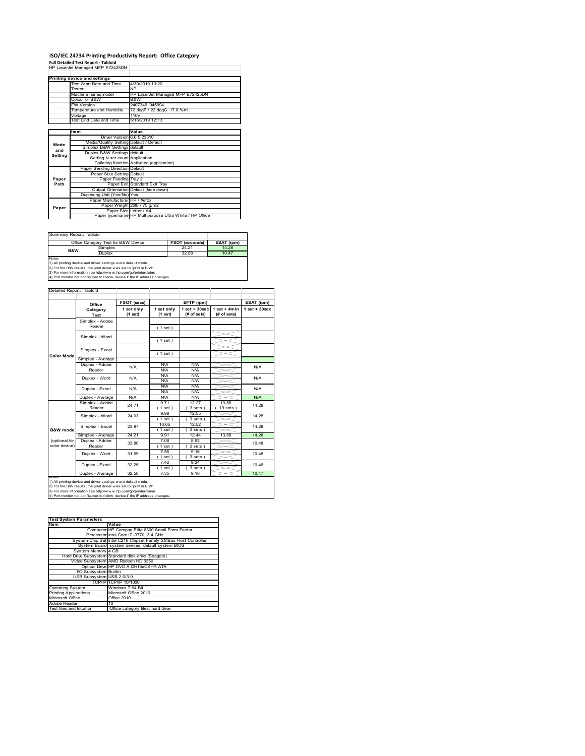# ISO/IEC 24734 Printing Productivity Report: Office Category

**Full Detailed Test Report - Tabloid**

HP LaserJet Managed MFP E72425DN

| Printing device and settings | |
|---|---|
| Test Start Date and Time | 4/30/2019 13:20 |
| Tester | NP |
| Machine name/model | HP LaserJet Managed MFP E72425DN |
| Colour or B&W | B&W |
| FW Version | 2407346_045694 |
| Temperature and Humidity | 72 degF / 22 degC 17.0 %rH |
| Voltage | 110V |
| Test End Date and Time | 5/16/2019 12:13 |

| | Item | Value |
|---|---|---|
| Mode and Setting | Driver Version | 6.6.5.23510 |
| | Media/Quality Setting | Default / Default |
| | Simplex B&W Settings | default |
| | Duplex B&W Settings | default |
| | Setting N set count | Application |
| | Collating function | Activated (application) |
| Paper Path | Paper Sending Direction | Default |
| | Paper Size Setting | Default |
| | Paper Feeding | Tray 2 |
| | Paper Exit | Standard Exit Tray |
| | Output Orientation | Default (face down) |
| | Duplexing Unit (Yes/No) | Yes |
| Paper | Paper Manufacturer | HP / Xerox |
| | Paper Weight | 20lb / 75 g/m2 |
| | Paper Size | Letter / A4 |
| | Paper type/name | HP Multipurpose Ultra White / HP Office |

Summary Report: Tabloid

| Office Category Test for B&W Device | | FSOT (seconds) | ESAT (ipm) |
|---|---|---|---|
| B&W | Simplex | 24.21 | 14.28 |
| | Duplex | 32.58 | 10.47 |

Notes
1) All printing device and driver settings were default mode.
2) For the B/W results, the print driver was set to "print in B/W".
3) For more information see http://www.hp.com/go/printerclaims.
4) Port monitor not configured to follow device if the IP address changes.

Detailed Report: Tabloid

| | Office Category Test | FSOT (secs) 1 set only (1 set) | EFTP (ipm) 1 set only (1 set) | EFTP (ipm) 1 set + 30sec (# of sets) | EFTP (ipm) 1 set + 4min (# of sets) | ESAT (ipm) 1 set + 30sec |
|---|---|---|---|---|---|---|
| Color Mode | Simplex - Adobe Reader | | (1 set) | | | |
| | Simplex - Word | | (1 set) | | | |
| | Simplex - Excel | | (1 set) | | | |
| | Simplex - Average | | | | | |
| | Duplex - Adobe Reader | N/A | N/A N/A | N/A N/A | | N/A |
| | Duplex - Word | N/A | N/A N/A | N/A N/A | | N/A |
| | Duplex - Excel | N/A | N/A N/A | N/A N/A | | N/A |
| | Duplex - Average | N/A | N/A | N/A | | N/A |
| B&W mode (optional for color device) | Simplex - Adobe Reader | 24.71 | 9.71 (1 set) | 12.27 (3 sets) | 13.86 (19 sets) | 14.28 |
| | Simplex - Word | 24.03 | 9.98 (1 set) | 12.55 (3 sets) | | 14.28 |
| | Simplex - Excel | 23.87 | 10.05 (1 set) | 12.52 (3 sets) | | 14.28 |
| | Simplex - Average | 24.21 | 9.91 | 12.44 | 13.86 | 14.28 |
| | Duplex - Adobe Reader | 33.80 | 7.08 (1 set) | 8.92 (3 sets) | | 10.48 |
| | Duplex - Word | 31.69 | 7.56 (1 set) | 9.16 (3 sets) | | 10.48 |
| | Duplex - Excel | 32.25 | 7.42 (1 set) | 9.24 (3 sets) | | 10.46 |
| | Duplex - Average | 32.58 | 7.35 | 9.10 | | 10.47 |

Notes
1) All printing device and driver settings were default mode.
2) For the B/W results, the print driver was set to "print in B/W".
3) For more information see http://www.hp.com/go/printerclaims.
4) Port monitor not configured to follow device if the IP address changes.

| Test System Parameters | |
|---|---|
| Item | Value |
| Computer | HP Compaq Elite 8300 Small Form Factor |
| Processor | Intel Core i7 -3770, 3.4 GHz |
| System Chip Set | Intel C216 Chipset Family SMBus Host Controller |
| System Board | system devices, default system BIOS |
| System Memory | 4 GB |
| Hard Drive Subsystem | Standard disk drive (Seagate) |
| Video Subsystem | AMD Radeon HD 6350 |
| Optical Drive | HP DVD A DH16aCSHR ATA |
| I/O Subsystem | Builtin |
| USB Subsystem | USB 2.0/3.0 |
| TCP/IP | TCP/IP 10/1000 |
| Operating System | Windows 7 64 Bit |
| Printing Applications | Microsoft Office 2010 |
| Microsoft Office | Office 2010 |
| Adobe Reader | 10 |
| Test files and location | Office category files, hard drive |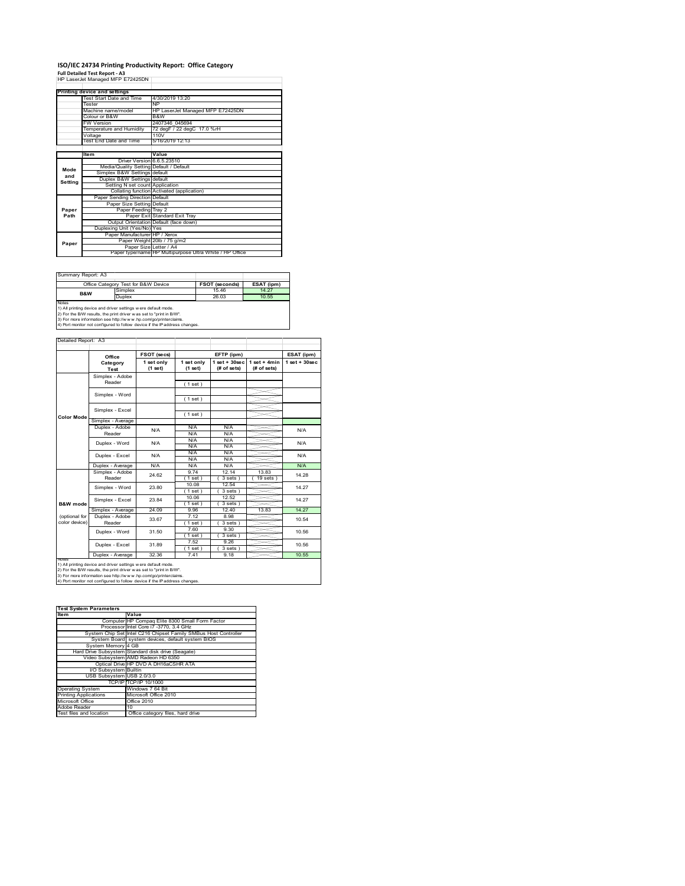# ISO/IEC 24734 Printing Productivity Report: Office Category

**Full Detailed Test Report - A3**

HP LaserJet Managed MFP E72425DN

| Printing device and settings | |
|---|---|
| Test Start Date and Time | 4/30/2019 13:20 |
| Tester | NP |
| Machine name/model | HP LaserJet Managed MFP E72425DN |
| Colour or B&W | B&W |
| FW Version | 2407346_045694 |
| Temperature and Humidity | 72 degF / 22 degC 17.0 %rH |
| Voltage | 110V |
| Test End Date and Time | 5/16/2019 12:13 |

| | Item | Value |
|---|---|---|
| Mode and Setting | Driver Version | 6.6.5.23510 |
| | Media/Quality Setting | Default / Default |
| | Simplex B&W Settings | default |
| | Duplex B&W Settings | default |
| | Setting N set count | Application |
| | Collating function | Activated (application) |
| Paper Path | Paper Sending Direction | Default |
| | Paper Size Setting | Default |
| | Paper Feeding | Tray 2 |
| | Paper Exit | Standard Exit Tray |
| | Output Orientation | Default (face down) |
| | Duplexing Unit (Yes/No) | Yes |
| Paper | Paper Manufacturer | HP / Xerox |
| | Paper Weight | 20lb / 75 g/m2 |
| | Paper Size | Letter / A4 |
| | Paper type/name | HP Multipurpose Ultra White / HP Office |

Summary Report: A3

| Office Category Test for B&W Device | | FSOT (seconds) | ESAT (ipm) |
|---|---|---|---|
| B&W | Simplex | 15.46 | 14.27 |
| | Duplex | 26.03 | 10.55 |

Notes
1) All printing device and driver settings were default mode.
2) For the B/W results, the print driver was set to "print in B/W".
3) For more information see http://www.hp.com/go/printerclaims.
4) Port monitor not configured to follow device if the IP address changes.

Detailed Report: A3

| | Office Category Test | FSOT (secs) 1 set only (1 set) | EFTP (ipm) 1 set only (1 set) | EFTP (ipm) 1 set + 30sec (# of sets) | EFTP (ipm) 1 set + 4min (# of sets) | ESAT (ipm) 1 set + 30sec |
|---|---|---|---|---|---|---|
| Color Mode | Simplex - Adobe Reader | | ( 1 set ) | | | |
| | Simplex - Word | | ( 1 set ) | | | |
| | Simplex - Excel | | ( 1 set ) | | | |
| | Simplex - Average | | | | | |
| | Duplex - Adobe Reader | N/A | N/A N/A | N/A N/A | | N/A |
| | Duplex - Word | N/A | N/A N/A | N/A N/A | | N/A |
| | Duplex - Excel | N/A | N/A N/A | N/A N/A | | N/A |
| | Duplex - Average | N/A | N/A | N/A | | N/A |
| B&W mode (optional for color device) | Simplex - Adobe Reader | 24.62 | 9.74 ( 1 set ) | 12.14 ( 3 sets ) | 13.83 ( 19 sets ) | 14.28 |
| | Simplex - Word | 23.80 | 10.08 ( 1 set ) | 12.54 ( 3 sets ) | | 14.27 |
| | Simplex - Excel | 23.84 | 10.06 ( 1 set ) | 12.52 ( 3 sets ) | | 14.27 |
| | Simplex - Average | 24.09 | 9.96 | 12.40 | 13.83 | 14.27 |
| | Duplex - Adobe Reader | 33.67 | 7.12 ( 1 set ) | 8.98 ( 3 sets ) | | 10.54 |
| | Duplex - Word | 31.50 | 7.60 ( 1 set ) | 9.30 ( 3 sets ) | | 10.56 |
| | Duplex - Excel | 31.89 | 7.52 ( 1 set ) | 9.26 ( 3 sets ) | | 10.56 |
| | Duplex - Average | 32.36 | 7.41 | 9.18 | | 10.55 |

Notes
1) All printing device and driver settings were default mode.
2) For the B/W results, the print driver was set to "print in B/W".
3) For more information see http://www.hp.com/go/printerclaims.
4) Port monitor not configured to follow device if the IP address changes.

| Test System Parameters | |
|---|---|
| Item | Value |
| Computer | HP Compaq Elite 8300 Small Form Factor |
| Processor | Intel Core i7 -3770, 3.4 GHz |
| System Chip Set | Intel C216 Chipset Family SMBus Host Controller |
| System Board | system devices, default system BIOS |
| System Memory | 4 GB |
| Hard Drive Subsystem | Standard disk drive (Seagate) |
| Video Subsystem | AMD Radeon HD 6350 |
| Optical Drive | HP DVD A DH16aCSHR ATA |
| I/O Subsystem | Builtin |
| USB Subsystem | USB 2.0/3.0 |
| TCP/IP | TCP/IP 10/1000 |
| Operating System | Windows 7 64 Bit |
| Printing Applications | Microsoft Office 2010 |
| Microsoft Office | Office 2010 |
| Adobe Reader | 10 |
| Test files and location | Office category files, hard drive |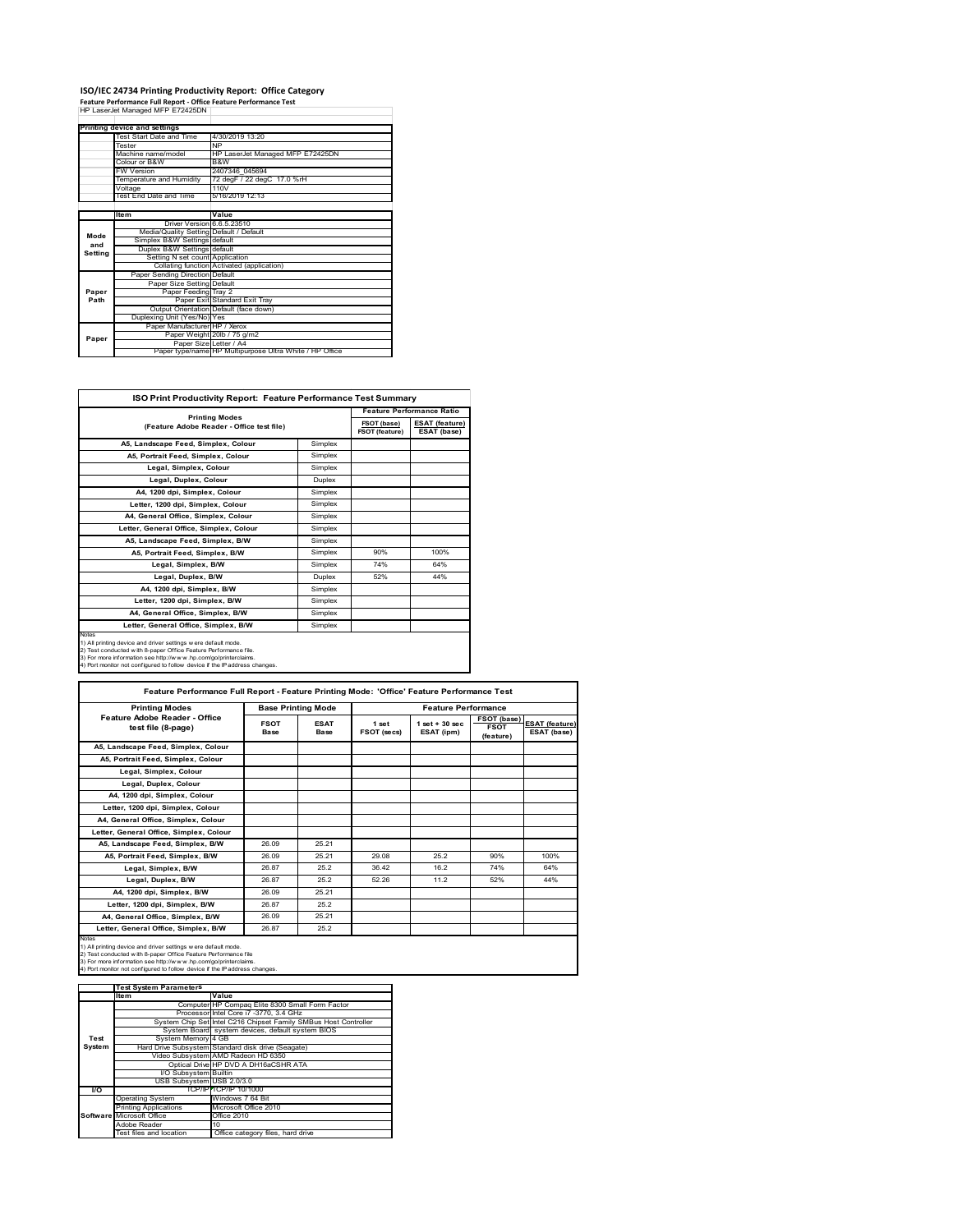# ISO/IEC 24734 Printing Productivity Report: Office Category

**Feature Performance Full Report - Office Feature Performance Test**

HP LaserJet Managed MFP E72425DN

| Printing device and settings | |
|---|---|
| Test Start Date and Time | 4/30/2019 13:20 |
| Tester | NP |
| Machine name/model | HP LaserJet Managed MFP E72425DN |
| Colour or B&W | B&W |
| FW Version | 2407346_045694 |
| Temperature and Humidity | 72 degF / 22 degC 17.0 %rH |
| Voltage | 110V |
| Test End Date and Time | 5/16/2019 12:13 |

| | Item | Value |
|---|---|---|
| Mode and Setting | Driver Version | 6.6.5.23510 |
| | Media/Quality Setting | Default / Default |
| | Simplex B&W Settings | default |
| | Duplex B&W Settings | default |
| | Setting N set count | Application |
| | Collating function | Activated (application) |
| Paper Path | Paper Sending Direction | Default |
| | Paper Size Setting | Default |
| | Paper Feeding | Tray 2 |
| | Paper Exit | Standard Exit Tray |
| | Output Orientation | Default (face down) |
| | Duplexing Unit (Yes/No) | Yes |
| Paper | Paper Manufacturer | HP / Xerox |
| | Paper Weight | 20lb / 75 g/m2 |
| | Paper Size | Letter / A4 |
| | Paper type/name | HP Multipurpose Ultra White / HP Office |

## ISO Print Productivity Report: Feature Performance Test Summary

| Printing Modes (Feature Adobe Reader - Office test file) | | Feature Performance Ratio FSOT (base) / FSOT (feature) | ESAT (feature) / ESAT (base) |
|---|---|---|---|
| A5, Landscape Feed, Simplex, Colour | Simplex | | |
| A5, Portrait Feed, Simplex, Colour | Simplex | | |
| Legal, Simplex, Colour | Simplex | | |
| Legal, Duplex, Colour | Duplex | | |
| A4, 1200 dpi, Simplex, Colour | Simplex | | |
| Letter, 1200 dpi, Simplex, Colour | Simplex | | |
| A4, General Office, Simplex, Colour | Simplex | | |
| Letter, General Office, Simplex, Colour | Simplex | | |
| A5, Landscape Feed, Simplex, B/W | Simplex | | |
| A5, Portrait Feed, Simplex, B/W | Simplex | 90% | 100% |
| Legal, Simplex, B/W | Simplex | 74% | 64% |
| Legal, Duplex, B/W | Duplex | 52% | 44% |
| A4, 1200 dpi, Simplex, B/W | Simplex | | |
| Letter, 1200 dpi, Simplex, B/W | Simplex | | |
| A4, General Office, Simplex, B/W | Simplex | | |
| Letter, General Office, Simplex, B/W | Simplex | | |

Notes
1) All printing device and driver settings were default mode.
2) Test conducted with 8-paper Office Feature Performance file.
3) For more information see http://www.hp.com/go/printerclaims.
4) Port monitor not configured to follow device if the IP address changes.

## Feature Performance Full Report - Feature Printing Mode: 'Office' Feature Performance Test

| Printing Modes Feature Adobe Reader - Office test file (8-page) | Base Printing Mode FSOT Base | ESAT Base | Feature Performance 1 set FSOT (secs) | 1 set + 30 sec ESAT (ipm) | FSOT (base) / FSOT (feature) | ESAT (feature) / ESAT (base) |
|---|---|---|---|---|---|---|
| A5, Landscape Feed, Simplex, Colour | | | | | | |
| A5, Portrait Feed, Simplex, Colour | | | | | | |
| Legal, Simplex, Colour | | | | | | |
| Legal, Duplex, Colour | | | | | | |
| A4, 1200 dpi, Simplex, Colour | | | | | | |
| Letter, 1200 dpi, Simplex, Colour | | | | | | |
| A4, General Office, Simplex, Colour | | | | | | |
| Letter, General Office, Simplex, Colour | | | | | | |
| A5, Landscape Feed, Simplex, B/W | 26.09 | 25.21 | | | | |
| A5, Portrait Feed, Simplex, B/W | 26.09 | 25.21 | 29.08 | 25.2 | 90% | 100% |
| Legal, Simplex, B/W | 26.87 | 25.2 | 36.42 | 16.2 | 74% | 64% |
| Legal, Duplex, B/W | 26.87 | 25.2 | 52.26 | 11.2 | 52% | 44% |
| A4, 1200 dpi, Simplex, B/W | 26.09 | 25.21 | | | | |
| Letter, 1200 dpi, Simplex, B/W | 26.87 | 25.2 | | | | |
| A4, General Office, Simplex, B/W | 26.09 | 25.21 | | | | |
| Letter, General Office, Simplex, B/W | 26.87 | 25.2 | | | | |

Notes
1) All printing device and driver settings were default mode.
2) Test conducted with 8-paper Office Feature Performance file
3) For more information see http://www.hp.com/go/printerclaims.
4) Port monitor not configured to follow device if the IP address changes.

| | Test System Parameters Item | Value |
|---|---|---|
| Test System | Computer | HP Compaq Elite 8300 Small Form Factor |
| | Processor | Intel Core i7 -3770, 3.4 GHz |
| | System Chip Set | Intel C216 Chipset Family SMBus Host Controller |
| | System Board | system devices, default system BIOS |
| | System Memory | 4 GB |
| | Hard Drive Subsystem | Standard disk drive (Seagate) |
| | Video Subsystem | AMD Radeon HD 6350 |
| | Optical Drive | HP DVD A DH16aCSHR ATA |
| | I/O Subsystem | Builtin |
| | USB Subsystem | USB 2.0/3.0 |
| I/O | TCP/IP | TCP/IP 10/1000 |
| Software | Operating System | Windows 7 64 Bit |
| | Printing Applications | Microsoft Office 2010 |
| | Microsoft Office | Office 2010 |
| | Adobe Reader | 10 |
| | Test files and location | Office category files, hard drive |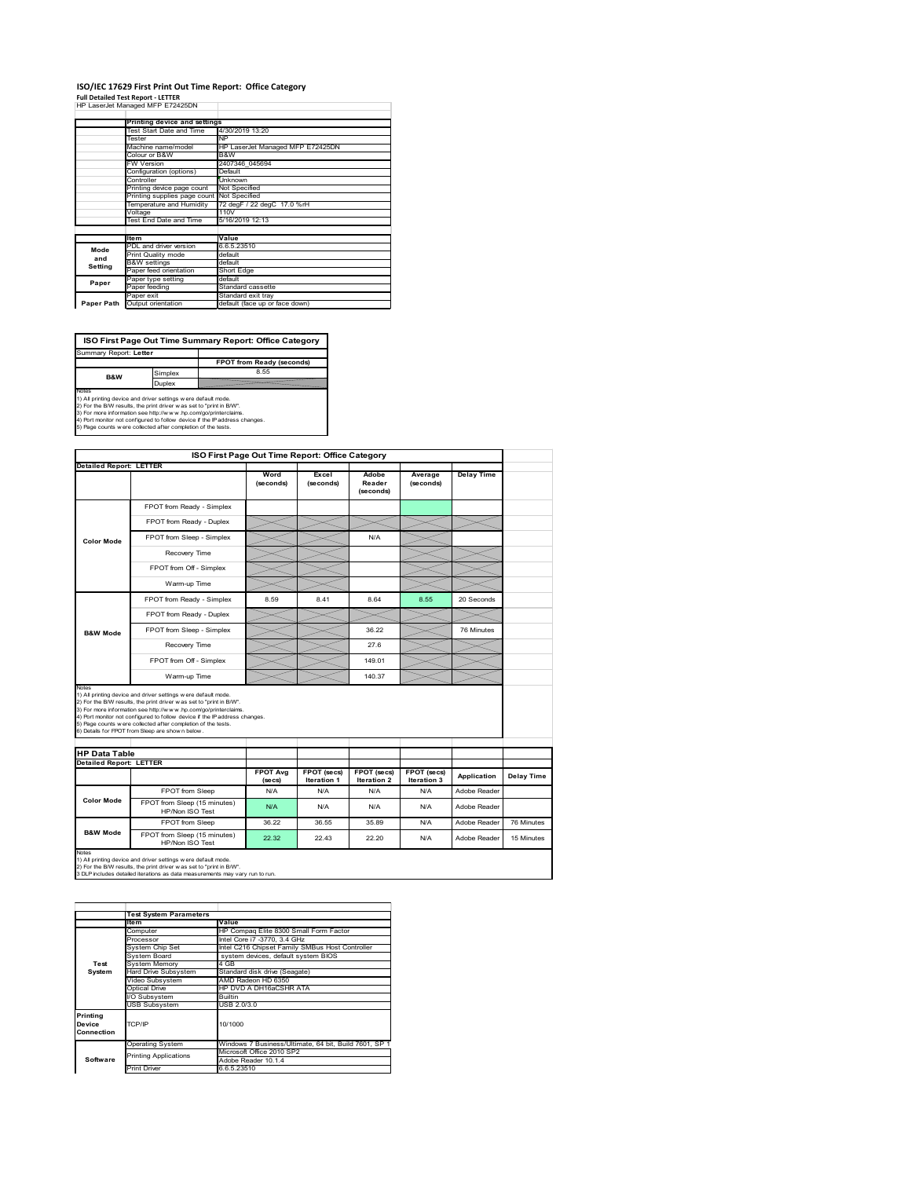# ISO/IEC 17629 First Print Out Time Report: Office Category

**Full Detailed Test Report - LETTER**

HP LaserJet Managed MFP E72425DN

| | Printing device and settings | |
|---|---|---|
| | Test Start Date and Time | 4/30/2019 13:20 |
| | Tester | NP |
| | Machine name/model | HP LaserJet Managed MFP E72425DN |
| | Colour or B&W | B&W |
| | FW Version | 2407346_045694 |
| | Configuration (options) | Default |
| | Controller | Unknown |
| | Printing device page count | Not Specified |
| | Printing supplies page count | Not Specified |
| | Temperature and Humidity | 72 degF / 22 degC 17.0 %rH |
| | Voltage | 110V |
| | Test End Date and Time | 5/16/2019 12:13 |

| | Item | Value |
|---|---|---|
| Mode and Setting | PDL and driver version | 6.6.5.23510 |
| | Print Quality mode | default |
| | B&W settings | default |
| | Paper feed orientation | Short Edge |
| Paper | Paper type setting | default |
| | Paper feeding | Standard cassette |
| | Paper exit | Standard exit tray |
| Paper Path | Output orientation | default (face up or face down) |

| ISO First Page Out Time Summary Report: Office Category | | |
|---|---|---|
| Summary Report: **Letter** | | |
| | | FPOT from Ready (seconds) |
| B&W | Simplex | 8.55 |
| | Duplex | |

Notes
1) All printing device and driver settings were default mode.
2) For the B/W results, the print driver was set to "print in B/W".
3) For more information see http://www.hp.com/go/printerclaims.
4) Port monitor not configured to follow device if the IP address changes.
5) Page counts were collected after completion of the tests.

| ISO First Page Out Time Report: Office Category | | | | | | |
|---|---|---|---|---|---|---|
| **Detailed Report: LETTER** | | Word (seconds) | Excel (seconds) | Adobe Reader (seconds) | Average (seconds) | Delay Time |
| Color Mode | FPOT from Ready - Simplex | | | | | |
| | FPOT from Ready - Duplex | | | | | |
| | FPOT from Sleep - Simplex | | | N/A | | |
| | Recovery Time | | | | | |
| | FPOT from Off - Simplex | | | | | |
| | Warm-up Time | | | | | |
| B&W Mode | FPOT from Ready - Simplex | 8.59 | 8.41 | 8.64 | 8.55 | 20 Seconds |
| | FPOT from Ready - Duplex | | | | | |
| | FPOT from Sleep - Simplex | | | 36.22 | | 76 Minutes |
| | Recovery Time | | | 27.6 | | |
| | FPOT from Off - Simplex | | | 149.01 | | |
| | Warm-up Time | | | 140.37 | | |

Notes
1) All printing device and driver settings were default mode.
2) For the B/W results, the print driver was set to "print in B/W".
3) For more information see http://www.hp.com/go/printerclaims.
4) Port monitor not configured to follow device if the IP address changes.
5) Page counts were collected after completion of the tests.
6) Details for FPOT from Sleep are shown below.

| HP Data Table | | | | | | | |
|---|---|---|---|---|---|---|---|
| **Detailed Report: LETTER** | | FPOT Avg (secs) | FPOT (secs) Iteration 1 | FPOT (secs) Iteration 2 | FPOT (secs) Iteration 3 | Application | Delay Time |
| Color Mode | FPOT from Sleep | N/A | N/A | N/A | N/A | Adobe Reader | |
| | FPOT from Sleep (15 minutes) HP/Non ISO Test | N/A | N/A | N/A | N/A | Adobe Reader | |
| B&W Mode | FPOT from Sleep | 36.22 | 36.55 | 35.89 | N/A | Adobe Reader | 76 Minutes |
| | FPOT from Sleep (15 minutes) HP/Non ISO Test | 22.32 | 22.43 | 22.20 | N/A | Adobe Reader | 15 Minutes |

Notes
1) All printing device and driver settings were default mode.
2) For the B/W results, the print driver was set to "print in B/W".
3 DLP includes detailed iterations as data measurements may vary run to run.

| | Test System Parameters | |
|---|---|---|
| | Item | Value |
| Test System | Computer | HP Compaq Elite 8300 Small Form Factor |
| | Processor | Intel Core i7 -3770, 3.4 GHz |
| | System Chip Set | Intel C216 Chipset Family SMBus Host Controller |
| | System Board | system devices, default system BIOS |
| | System Memory | 4 GB |
| | Hard Drive Subsystem | Standard disk drive (Seagate) |
| | Video Subsystem | AMD Radeon HD 6350 |
| | Optical Drive | HP DVD A DH16aCSHR ATA |
| | I/O Subsystem | Builtin |
| | USB Subsystem | USB 2.0/3.0 |
| Printing Device Connection | TCP/IP | 10/1000 |
| Software | Operating System | Windows 7 Business/Ultimate, 64 bit, Build 7601, SP 1 |
| | Printing Applications | Microsoft Office 2010 SP2 |
| | | Adobe Reader 10.1.4 |
| | Print Driver | 6.6.5.23510 |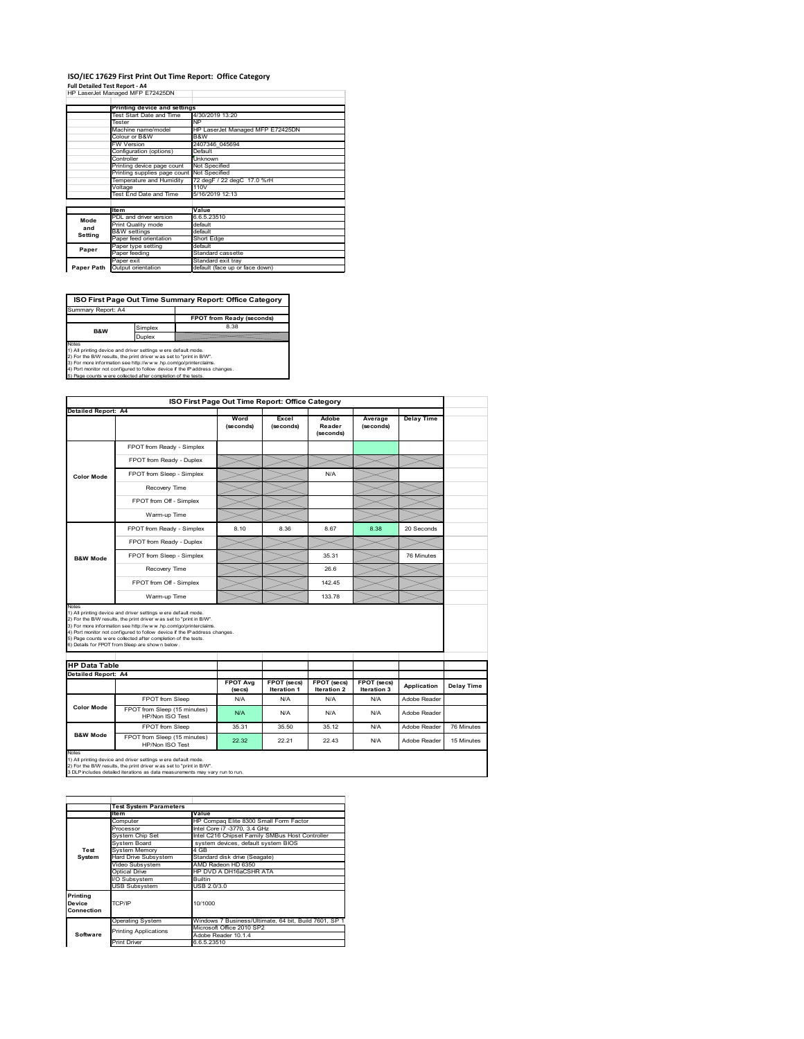# ISO/IEC 17629 First Print Out Time Report: Office Category

**Full Detailed Test Report - A4**

HP LaserJet Managed MFP E72425DN

| | Printing device and settings | |
|---|---|---|
| | Test Start Date and Time | 4/30/2019 13:20 |
| | Tester | NP |
| | Machine name/model | HP LaserJet Managed MFP E72425DN |
| | Colour or B&W | B&W |
| | FW Version | 2407346_045694 |
| | Configuration (options) | Default |
| | Controller | Unknown |
| | Printing device page count | Not Specified |
| | Printing supplies page count | Not Specified |
| | Temperature and Humidity | 72 degF / 22 degC 17.0 %rH |
| | Voltage | 110V |
| | Test End Date and Time | 5/16/2019 12:13 |

| | Item | Value |
|---|---|---|
| Mode and Setting | PDL and driver version | 6.6.5.23510 |
| | Print Quality mode | default |
| | B&W settings | default |
| | Paper feed orientation | Short Edge |
| Paper | Paper type setting | default |
| | Paper feeding | Standard cassette |
| | Paper exit | Standard exit tray |
| Paper Path | Output orientation | default (face up or face down) |

## ISO First Page Out Time Summary Report: Office Category

Summary Report: A4

| | | FPOT from Ready (seconds) |
|---|---|---|
| B&W | Simplex | 8.38 |
| | Duplex | |

Notes
1) All printing device and driver settings were default mode.
2) For the B/W results, the print driver was set to "print in B/W".
3) For more information see http://www.hp.com/go/printerclaims.
4) Port monitor not configured to follow device if the IP address changes.
5) Page counts were collected after completion of the tests.

## ISO First Page Out Time Report: Office Category

Detailed Report: A4

| | | Word (seconds) | Excel (seconds) | Adobe Reader (seconds) | Average (seconds) | Delay Time |
|---|---|---|---|---|---|---|
| Color Mode | FPOT from Ready - Simplex | | | | | |
| | FPOT from Ready - Duplex | | | | | |
| | FPOT from Sleep - Simplex | | | N/A | | |
| | Recovery Time | | | | | |
| | FPOT from Off - Simplex | | | | | |
| | Warm-up Time | | | | | |
| B&W Mode | FPOT from Ready - Simplex | 8.10 | 8.36 | 8.67 | 8.38 | 20 Seconds |
| | FPOT from Ready - Duplex | | | | | |
| | FPOT from Sleep - Simplex | | | 35.31 | | 76 Minutes |
| | Recovery Time | | | 26.6 | | |
| | FPOT from Off - Simplex | | | 142.45 | | |
| | Warm-up Time | | | 133.78 | | |

Notes
1) All printing device and driver settings were default mode.
2) For the B/W results, the print driver was set to "print in B/W".
3) For more information see http://www.hp.com/go/printerclaims.
4) Port monitor not configured to follow device if the IP address changes.
5) Page counts were collected after completion of the tests.
6) Details for FPOT from Sleep are shown below.

## HP Data Table

Detailed Report: A4

| | | FPOT Avg (secs) | FPOT (secs) Iteration 1 | FPOT (secs) Iteration 2 | FPOT (secs) Iteration 3 | Application | Delay Time |
|---|---|---|---|---|---|---|---|
| Color Mode | FPOT from Sleep | N/A | N/A | N/A | N/A | Adobe Reader | |
| | FPOT from Sleep (15 minutes) HP/Non ISO Test | N/A | N/A | N/A | N/A | Adobe Reader | |
| B&W Mode | FPOT from Sleep | 35.31 | 35.50 | 35.12 | N/A | Adobe Reader | 76 Minutes |
| | FPOT from Sleep (15 minutes) HP/Non ISO Test | 22.32 | 22.21 | 22.43 | N/A | Adobe Reader | 15 Minutes |

Notes
1) All printing device and driver settings were default mode.
2) For the B/W results, the print driver was set to "print in B/W".
3 DLP includes detailed iterations as data measurements may vary run to run.

| | Test System Parameters | |
|---|---|---|
| | Item | Value |
| Test System | Computer | HP Compaq Elite 8300 Small Form Factor |
| | Processor | Intel Core i7 -3770, 3.4 GHz |
| | System Chip Set | Intel C216 Chipset Family SMBus Host Controller |
| | System Board | system devices, default system BIOS |
| | System Memory | 4 GB |
| | Hard Drive Subsystem | Standard disk drive (Seagate) |
| | Video Subsystem | AMD Radeon HD 6350 |
| | Optical Drive | HP DVD A DH16aCSHR ATA |
| | I/O Subsystem | Builtin |
| | USB Subsystem | USB 2.0/3.0 |
| Printing Device Connection | TCP/IP | 10/1000 |
| Software | Operating System | Windows 7 Business/Ultimate, 64 bit, Build 7601, SP 1 |
| | Printing Applications | Microsoft Office 2010 SP2 |
| | | Adobe Reader 10.1.4 |
| | Print Driver | 6.6.5.23510 |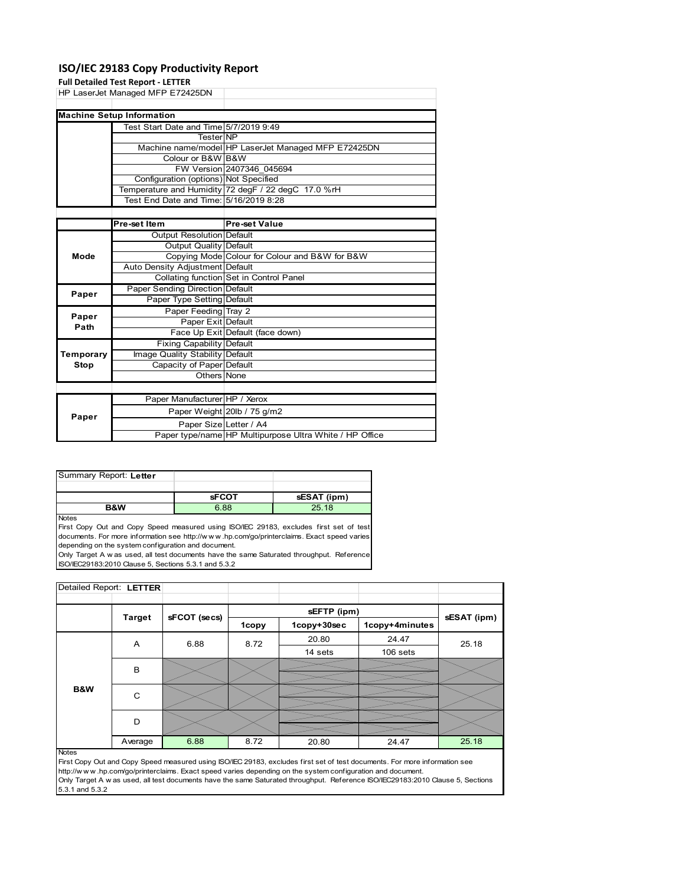# ISO/IEC 29183 Copy Productivity Report

**Full Detailed Test Report - LETTER**

HP LaserJet Managed MFP E72425DN

| Machine Setup Information | | |
|---|---|---|
| | Test Start Date and Time | 5/7/2019 9:49 |
| | Tester | NP |
| | Machine name/model | HP LaserJet Managed MFP E72425DN |
| | Colour or B&W | B&W |
| | FW Version | 2407346_045694 |
| | Configuration (options) | Not Specified |
| | Temperature and Humidity | 72 degF / 22 degC 17.0 %rH |
| | Test End Date and Time: | 5/16/2019 8:28 |

| | Pre-set Item | Pre-set Value |
|---|---|---|
| Mode | Output Resolution | Default |
| | Output Quality | Default |
| | Copying Mode | Colour for Colour and B&W for B&W |
| | Auto Density Adjustment | Default |
| | Collating function | Set in Control Panel |
| Paper | Paper Sending Direction | Default |
| | Paper Type Setting | Default |
| Paper Path | Paper Feeding | Tray 2 |
| | Paper Exit | Default |
| | Face Up Exit | Default (face down) |
| Temporary Stop | Fixing Capability | Default |
| | Image Quality Stability | Default |
| | Capacity of Paper | Default |
| | Others | None |

| | | |
|---|---|---|
| Paper | Paper Manufacturer | HP / Xerox |
| | Paper Weight | 20lb / 75 g/m2 |
| | Paper Size | Letter / A4 |
| | Paper type/name | HP Multipurpose Ultra White / HP Office |

Summary Report: **Letter**

| | sFCOT | sESAT (ipm) |
|---|---|---|
| B&W | 6.88 | 25.18 |

Notes
First Copy Out and Copy Speed measured using ISO/IEC 29183, excludes first set of test documents. For more information see http://w w w .hp.com/go/printerclaims. Exact speed varies depending on the system configuration and document.
Only Target A w as used, all test documents have the same Saturated throughput. Reference ISO/IEC29183:2010 Clause 5, Sections 5.3.1 and 5.3.2

Detailed Report: **LETTER**

| | Target | sFCOT (secs) | sEFTP (ipm) | | | sESAT (ipm) |
|---|---|---|---|---|---|---|
| | | | 1copy | 1copy+30sec | 1copy+4minutes | |
| B&W | A | 6.88 | 8.72 | 20.80 | 24.47 | 25.18 |
| | | | | 14 sets | 106 sets | |
| | B | | | | | |
| | C | | | | | |
| | D | | | | | |
| | Average | 6.88 | 8.72 | 20.80 | 24.47 | 25.18 |

Notes
First Copy Out and Copy Speed measured using ISO/IEC 29183, excludes first set of test documents. For more information see http://w w w .hp.com/go/printerclaims. Exact speed varies depending on the system configuration and document.
Only Target A w as used, all test documents have the same Saturated throughput. Reference ISO/IEC29183:2010 Clause 5, Sections 5.3.1 and 5.3.2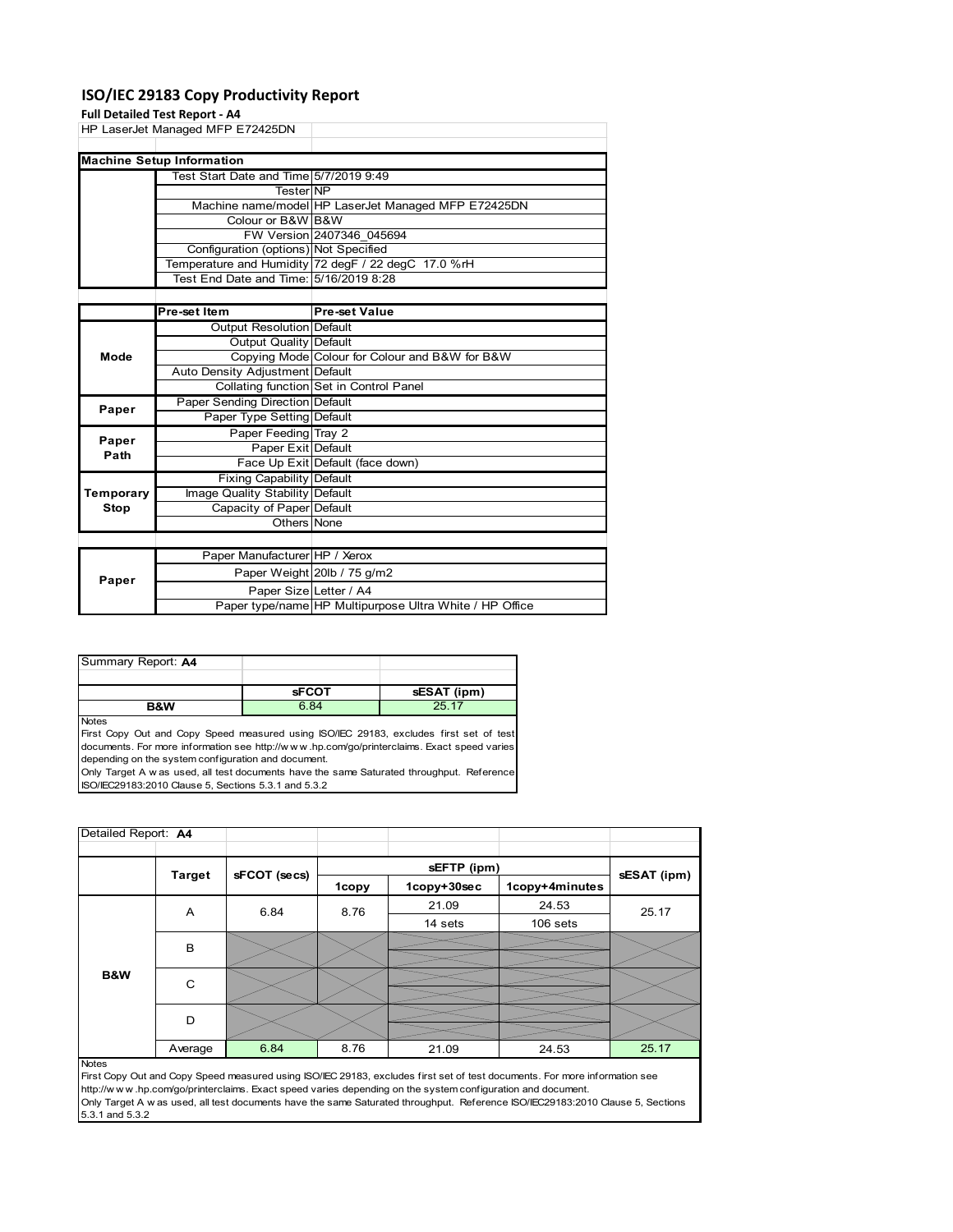# ISO/IEC 29183 Copy Productivity Report

**Full Detailed Test Report - A4**

HP LaserJet Managed MFP E72425DN

| Machine Setup Information | | |
|---|---|---|
| | Test Start Date and Time | 5/7/2019 9:49 |
| | Tester | NP |
| | Machine name/model | HP LaserJet Managed MFP E72425DN |
| | Colour or B&W | B&W |
| | FW Version | 2407346_045694 |
| | Configuration (options) | Not Specified |
| | Temperature and Humidity | 72 degF / 22 degC 17.0 %rH |
| | Test End Date and Time: | 5/16/2019 8:28 |

| | Pre-set Item | Pre-set Value |
|---|---|---|
| Mode | Output Resolution | Default |
| | Output Quality | Default |
| | Copying Mode | Colour for Colour and B&W for B&W |
| | Auto Density Adjustment | Default |
| | Collating function | Set in Control Panel |
| Paper | Paper Sending Direction | Default |
| | Paper Type Setting | Default |
| Paper Path | Paper Feeding | Tray 2 |
| | Paper Exit | Default |
| | Face Up Exit | Default (face down) |
| Temporary Stop | Fixing Capability | Default |
| | Image Quality Stability | Default |
| | Capacity of Paper | Default |
| | Others | None |

| | | |
|---|---|---|
| Paper | Paper Manufacturer | HP / Xerox |
| | Paper Weight | 20lb / 75 g/m2 |
| | Paper Size | Letter / A4 |
| | Paper type/name | HP Multipurpose Ultra White / HP Office |

Summary Report: **A4**

| | sFCOT | sESAT (ipm) |
|---|---|---|
| B&W | 6.84 | 25.17 |

Notes
First Copy Out and Copy Speed measured using ISO/IEC 29183, excludes first set of test documents. For more information see http://w w w .hp.com/go/printerclaims. Exact speed varies depending on the system configuration and document.
Only Target A w as used, all test documents have the same Saturated throughput. Reference ISO/IEC29183:2010 Clause 5, Sections 5.3.1 and 5.3.2

Detailed Report: **A4**

| | Target | sFCOT (secs) | sEFTP (ipm) | | | sESAT (ipm) |
|---|---|---|---|---|---|---|
| | | | 1copy | 1copy+30sec | 1copy+4minutes | |
| B&W | A | 6.84 | 8.76 | 21.09 | 24.53 | 25.17 |
| | | | | 14 sets | 106 sets | |
| | B | | | | | |
| | C | | | | | |
| | D | | | | | |
| | Average | 6.84 | 8.76 | 21.09 | 24.53 | 25.17 |

Notes
First Copy Out and Copy Speed measured using ISO/IEC 29183, excludes first set of test documents. For more information see http://w w w .hp.com/go/printerclaims. Exact speed varies depending on the system configuration and document.
Only Target A w as used, all test documents have the same Saturated throughput. Reference ISO/IEC29183:2010 Clause 5, Sections 5.3.1 and 5.3.2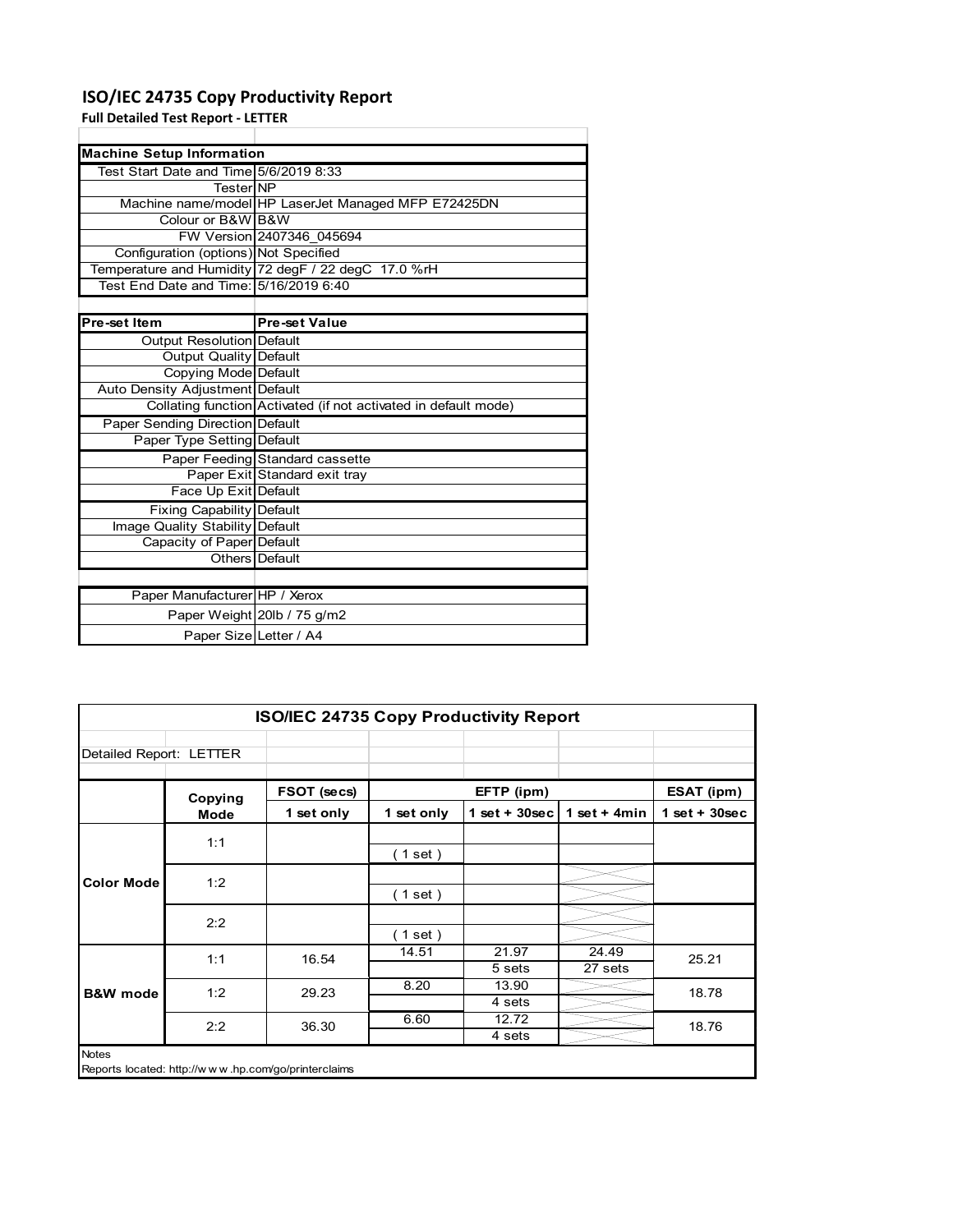# ISO/IEC 24735 Copy Productivity Report

**Full Detailed Test Report - LETTER**

| Machine Setup Information | |
|---|---|
| Test Start Date and Time | 5/6/2019 8:33 |
| Tester | NP |
| Machine name/model | HP LaserJet Managed MFP E72425DN |
| Colour or B&W | B&W |
| FW Version | 2407346_045694 |
| Configuration (options) | Not Specified |
| Temperature and Humidity | 72 degF / 22 degC 17.0 %rH |
| Test End Date and Time: | 5/16/2019 6:40 |

| Pre-set Item | Pre-set Value |
|---|---|
| Output Resolution | Default |
| Output Quality | Default |
| Copying Mode | Default |
| Auto Density Adjustment | Default |
| Collating function | Activated (if not activated in default mode) |
| Paper Sending Direction | Default |
| Paper Type Setting | Default |
| Paper Feeding | Standard cassette |
| Paper Exit | Standard exit tray |
| Face Up Exit | Default |
| Fixing Capability | Default |
| Image Quality Stability | Default |
| Capacity of Paper | Default |
| Others | Default |

| | |
|---|---|
| Paper Manufacturer | HP / Xerox |
| Paper Weight | 20lb / 75 g/m2 |
| Paper Size | Letter / A4 |

## ISO/IEC 24735 Copy Productivity Report

Detailed Report: LETTER

| | Copying Mode | FSOT (secs) | EFTP (ipm) | | | ESAT (ipm) |
|---|---|---|---|---|---|---|
| | | 1 set only | 1 set only | 1 set + 30sec | 1 set + 4min | 1 set + 30sec |
| Color Mode | 1:1 | | ( 1 set ) | | | |
| | 1:2 | | ( 1 set ) | | | |
| | 2:2 | | ( 1 set ) | | | |
| B&W mode | 1:1 | 16.54 | 14.51 | 21.97<br>5 sets | 24.49<br>27 sets | 25.21 |
| | 1:2 | 29.23 | 8.20 | 13.90<br>4 sets | | 18.78 |
| | 2:2 | 36.30 | 6.60 | 12.72<br>4 sets | | 18.76 |

Notes

Reports located: http://www.hp.com/go/printerclaims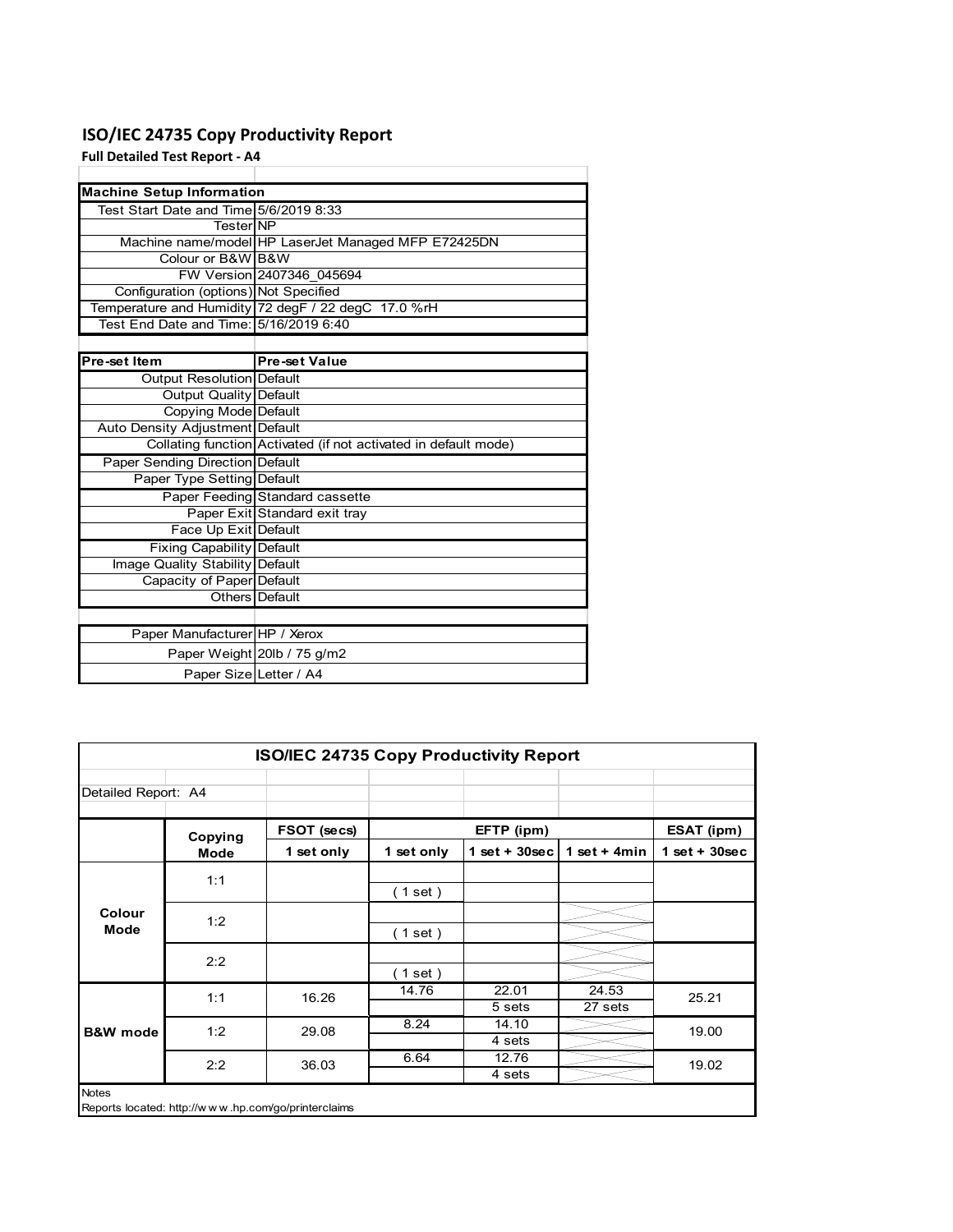# ISO/IEC 24735 Copy Productivity Report

**Full Detailed Test Report - A4**

| Machine Setup Information | |
|---|---|
| Test Start Date and Time | 5/6/2019 8:33 |
| Tester | NP |
| Machine name/model | HP LaserJet Managed MFP E72425DN |
| Colour or B&W | B&W |
| FW Version | 2407346_045694 |
| Configuration (options) | Not Specified |
| Temperature and Humidity | 72 degF / 22 degC 17.0 %rH |
| Test End Date and Time: | 5/16/2019 6:40 |

| Pre-set Item | Pre-set Value |
|---|---|
| Output Resolution | Default |
| Output Quality | Default |
| Copying Mode | Default |
| Auto Density Adjustment | Default |
| Collating function | Activated (if not activated in default mode) |
| Paper Sending Direction | Default |
| Paper Type Setting | Default |
| Paper Feeding | Standard cassette |
| Paper Exit | Standard exit tray |
| Face Up Exit | Default |
| Fixing Capability | Default |
| Image Quality Stability | Default |
| Capacity of Paper | Default |
| Others | Default |

| | |
|---|---|
| Paper Manufacturer | HP / Xerox |
| Paper Weight | 20lb / 75 g/m2 |
| Paper Size | Letter / A4 |

## ISO/IEC 24735 Copy Productivity Report

Detailed Report: A4

| | Copying Mode | FSOT (secs) | EFTP (ipm) | | | ESAT (ipm) |
|---|---|---|---|---|---|---|
| | | 1 set only | 1 set only | 1 set + 30sec | 1 set + 4min | 1 set + 30sec |
| Colour Mode | 1:1 | | ( 1 set ) | | | |
| | 1:2 | | ( 1 set ) | | | |
| | 2:2 | | ( 1 set ) | | | |
| B&W mode | 1:1 | 16.26 | 14.76 | 22.01<br>5 sets | 24.53<br>27 sets | 25.21 |
| | 1:2 | 29.08 | 8.24 | 14.10<br>4 sets | | 19.00 |
| | 2:2 | 36.03 | 6.64 | 12.76<br>4 sets | | 19.02 |

Notes

Reports located: http://w w w .hp.com/go/printerclaims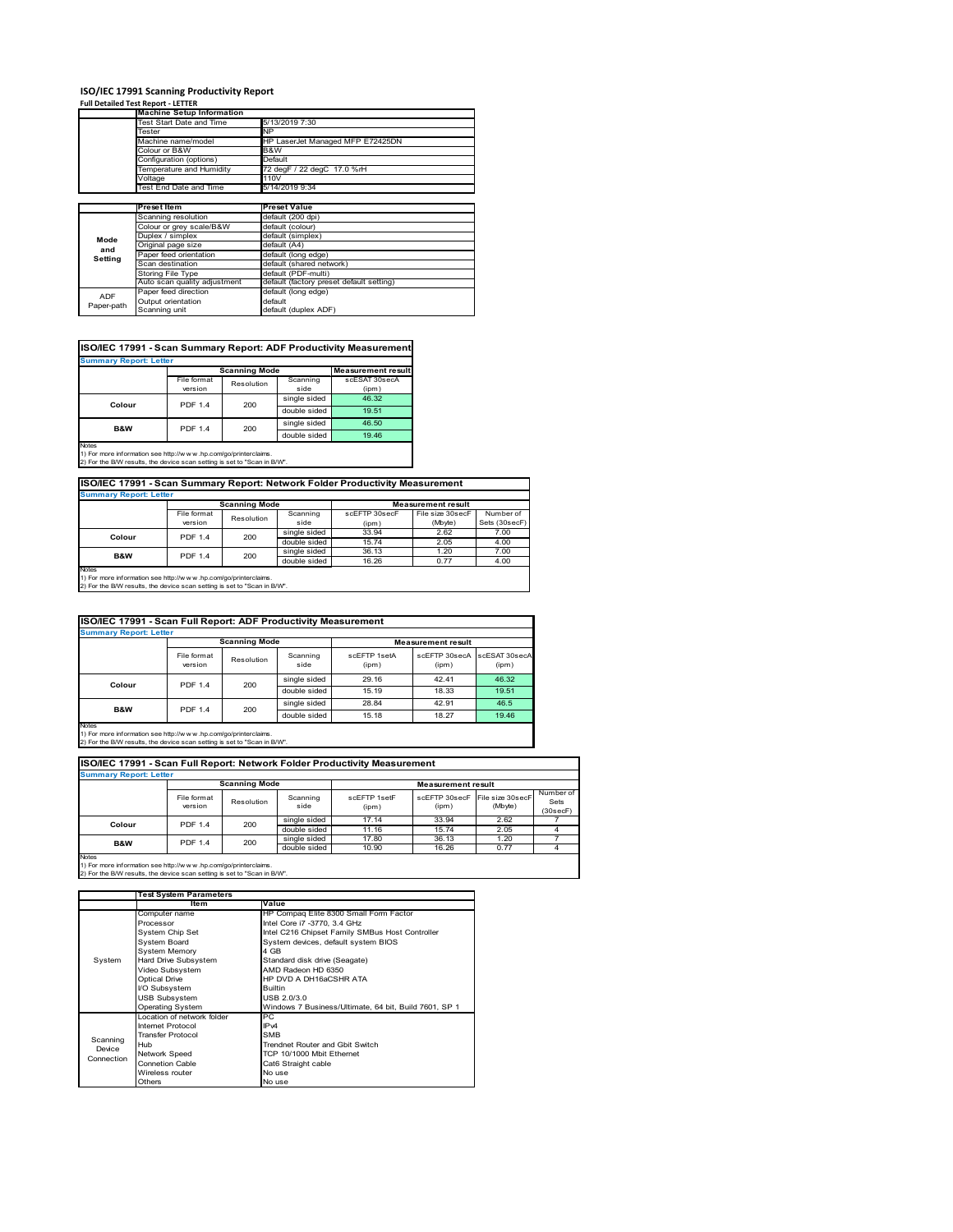# ISO/IEC 17991 Scanning Productivity Report

**Full Detailed Test Report - LETTER**

| | Machine Setup Information | |
|---|---|---|
| | Test Start Date and Time | 5/13/2019 7:30 |
| | Tester | NP |
| | Machine name/model | HP LaserJet Managed MFP E72425DN |
| | Colour or B&W | B&W |
| | Configuration (options) | Default |
| | Temperature and Humidity | 72 degF / 22 degC 17.0 %rH |
| | Voltage | 110V |
| | Test End Date and Time | 5/14/2019 9:34 |

| | Preset Item | Preset Value |
|---|---|---|
| Mode and Setting | Scanning resolution | default (200 dpi) |
| | Colour or grey scale/B&W | default (colour) |
| | Duplex / simplex | default (simplex) |
| | Original page size | default (A4) |
| | Paper feed orientation | default (long edge) |
| | Scan destination | default (shared network) |
| | Storing File Type | default (PDF-multi) |
| | Auto scan quality adjustment | default (factory preset default setting) |
| ADF Paper-path | Paper feed direction | default (long edge) |
| | Output orientation | default |
| | Scanning unit | default (duplex ADF) |

## ISO/IEC 17991 - Scan Summary Report: ADF Productivity Measurement

**Summary Report: Letter**

| | Scanning Mode | | | Measurement result |
|---|---|---|---|---|
| | File format version | Resolution | Scanning side | scESAT 30secA (ipm) |
| Colour | PDF 1.4 | 200 | single sided | 46.32 |
| | | | double sided | 19.51 |
| B&W | PDF 1.4 | 200 | single sided | 46.50 |
| | | | double sided | 19.46 |

Notes
1) For more information see http://www.hp.com/go/printerclaims.
2) For the B/W results, the device scan setting is set to "Scan in B/W".

## ISO/IEC 17991 - Scan Summary Report: Network Folder Productivity Measurement

**Summary Report: Letter**

| | Scanning Mode | | | Measurement result | | |
|---|---|---|---|---|---|---|
| | File format version | Resolution | Scanning side | scEFTP 30secF (ipm) | File size 30secF (Mbyte) | Number of Sets (30secF) |
| Colour | PDF 1.4 | 200 | single sided | 33.94 | 2.62 | 7.00 |
| | | | double sided | 15.74 | 2.05 | 4.00 |
| B&W | PDF 1.4 | 200 | single sided | 36.13 | 1.20 | 7.00 |
| | | | double sided | 16.26 | 0.77 | 4.00 |

Notes
1) For more information see http://www.hp.com/go/printerclaims.
2) For the B/W results, the device scan setting is set to "Scan in B/W".

## ISO/IEC 17991 - Scan Full Report: ADF Productivity Measurement

**Summary Report: Letter**

| | Scanning Mode | | | Measurement result | | |
|---|---|---|---|---|---|---|
| | File format version | Resolution | Scanning side | scEFTP 1setA (ipm) | scEFTP 30secA (ipm) | scESAT 30secA (ipm) |
| Colour | PDF 1.4 | 200 | single sided | 29.16 | 42.41 | 46.32 |
| | | | double sided | 15.19 | 18.33 | 19.51 |
| B&W | PDF 1.4 | 200 | single sided | 28.84 | 42.91 | 46.5 |
| | | | double sided | 15.18 | 18.27 | 19.46 |

Notes
1) For more information see http://www.hp.com/go/printerclaims.
2) For the B/W results, the device scan setting is set to "Scan in B/W".

## ISO/IEC 17991 - Scan Full Report: Network Folder Productivity Measurement

**Summary Report: Letter**

| | Scanning Mode | | | Measurement result | | | |
|---|---|---|---|---|---|---|---|
| | File format version | Resolution | Scanning side | scEFTP 1setF (ipm) | scEFTP 30secF (ipm) | File size 30secF (Mbyte) | Number of Sets (30secF) |
| Colour | PDF 1.4 | 200 | single sided | 17.14 | 33.94 | 2.62 | 7 |
| | | | double sided | 11.16 | 15.74 | 2.05 | 4 |
| B&W | PDF 1.4 | 200 | single sided | 17.80 | 36.13 | 1.20 | 7 |
| | | | double sided | 10.90 | 16.26 | 0.77 | 4 |

Notes
1) For more information see http://www.hp.com/go/printerclaims.
2) For the B/W results, the device scan setting is set to "Scan in B/W".

| | Test System Parameters | |
|---|---|---|
| | Item | Value |
| System | Computer name | HP Compaq Elite 8300 Small Form Factor |
| | Processor | Intel Core i7 -3770, 3.4 GHz |
| | System Chip Set | Intel C216 Chipset Family SMBus Host Controller |
| | System Board | System devices, default system BIOS |
| | System Memory | 4 GB |
| | Hard Drive Subsystem | Standard disk drive (Seagate) |
| | Video Subsystem | AMD Radeon HD 6350 |
| | Optical Drive | HP DVD A DH16aCSHR ATA |
| | I/O Subsystem | Builtin |
| | USB Subsystem | USB 2.0/3.0 |
| | Operating System | Windows 7 Business/Ultimate, 64 bit, Build 7601, SP 1 |
| Scanning Device Connection | Location of network folder | PC |
| | Internet Protocol | IPv4 |
| | Transfer Protocol | SMB |
| | Hub | Trendnet Router and Gbit Switch |
| | Network Speed | TCP 10/1000 Mbit Ethernet |
| | Connetion Cable | Cat6 Straight cable |
| | Wireless router | No use |
| | Others | No use |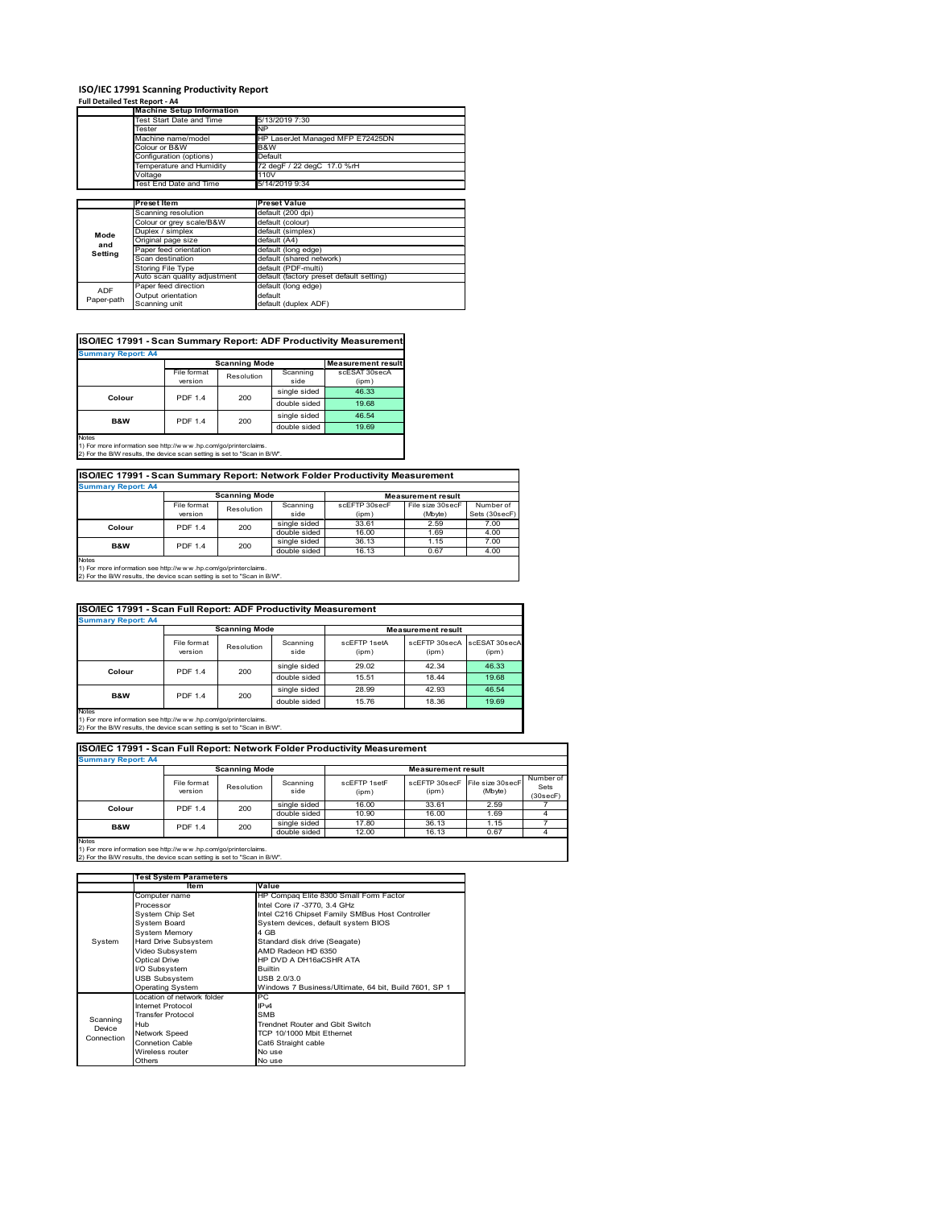# ISO/IEC 17991 Scanning Productivity Report

**Full Detailed Test Report - A4**

| | Machine Setup Information | |
|---|---|---|
| | Test Start Date and Time | 5/13/2019 7:30 |
| | Tester | NP |
| | Machine name/model | HP LaserJet Managed MFP E72425DN |
| | Colour or B&W | B&W |
| | Configuration (options) | Default |
| | Temperature and Humidity | 72 degF / 22 degC 17.0 %rH |
| | Voltage | 110V |
| | Test End Date and Time | 5/14/2019 9:34 |

| | Preset Item | Preset Value |
|---|---|---|
| Mode and Setting | Scanning resolution | default (200 dpi) |
| | Colour or grey scale/B&W | default (colour) |
| | Duplex / simplex | default (simplex) |
| | Original page size | default (A4) |
| | Paper feed orientation | default (long edge) |
| | Scan destination | default (shared network) |
| | Storing File Type | default (PDF-multi) |
| | Auto scan quality adjustment | default (factory preset default setting) |
| ADF Paper-path | Paper feed direction | default (long edge) |
| | Output orientation | default |
| | Scanning unit | default (duplex ADF) |

## ISO/IEC 17991 - Scan Summary Report: ADF Productivity Measurement

**Summary Report: A4**

| | Scanning Mode | | | Measurement result |
|---|---|---|---|---|
| | File format version | Resolution | Scanning side | scESAT 30secA (ipm) |
| Colour | PDF 1.4 | 200 | single sided | 46.33 |
| | | | double sided | 19.68 |
| B&W | PDF 1.4 | 200 | single sided | 46.54 |
| | | | double sided | 19.69 |

Notes
1) For more information see http://w w w .hp.com/go/printerclaims.
2) For the B/W results, the device scan setting is set to "Scan in B/W".

## ISO/IEC 17991 - Scan Summary Report: Network Folder Productivity Measurement

**Summary Report: A4**

| | Scanning Mode | | | Measurement result | | |
|---|---|---|---|---|---|---|
| | File format version | Resolution | Scanning side | scEFTP 30secF (ipm) | File size 30secF (Mbyte) | Number of Sets (30secF) |
| Colour | PDF 1.4 | 200 | single sided | 33.61 | 2.59 | 7.00 |
| | | | double sided | 16.00 | 1.69 | 4.00 |
| B&W | PDF 1.4 | 200 | single sided | 36.13 | 1.15 | 7.00 |
| | | | double sided | 16.13 | 0.67 | 4.00 |

Notes
1) For more information see http://w w w .hp.com/go/printerclaims.
2) For the B/W results, the device scan setting is set to "Scan in B/W".

## ISO/IEC 17991 - Scan Full Report: ADF Productivity Measurement

**Summary Report: A4**

| | Scanning Mode | | | Measurement result | | |
|---|---|---|---|---|---|---|
| | File format version | Resolution | Scanning side | scEFTP 1setA (ipm) | scEFTP 30secA (ipm) | scESAT 30secA (ipm) |
| Colour | PDF 1.4 | 200 | single sided | 29.02 | 42.34 | 46.33 |
| | | | double sided | 15.51 | 18.44 | 19.68 |
| B&W | PDF 1.4 | 200 | single sided | 28.99 | 42.93 | 46.54 |
| | | | double sided | 15.76 | 18.36 | 19.69 |

Notes
1) For more information see http://w w w .hp.com/go/printerclaims.
2) For the B/W results, the device scan setting is set to "Scan in B/W".

## ISO/IEC 17991 - Scan Full Report: Network Folder Productivity Measurement

**Summary Report: A4**

| | Scanning Mode | | | Measurement result | | | |
|---|---|---|---|---|---|---|---|
| | File format version | Resolution | Scanning side | scEFTP 1setF (ipm) | scEFTP 30secF (ipm) | File size 30secF (Mbyte) | Number of Sets (30secF) |
| Colour | PDF 1.4 | 200 | single sided | 16.00 | 33.61 | 2.59 | 7 |
| | | | double sided | 10.90 | 16.00 | 1.69 | 4 |
| B&W | PDF 1.4 | 200 | single sided | 17.80 | 36.13 | 1.15 | 7 |
| | | | double sided | 12.00 | 16.13 | 0.67 | 4 |

Notes
1) For more information see http://w w w .hp.com/go/printerclaims.
2) For the B/W results, the device scan setting is set to "Scan in B/W".

| | Test System Parameters | |
|---|---|---|
| | Item | Value |
| System | Computer name | HP Compaq Elite 8300 Small Form Factor |
| | Processor | Intel Core i7 -3770, 3.4 GHz |
| | System Chip Set | Intel C216 Chipset Family SMBus Host Controller |
| | System Board | System devices, default system BIOS |
| | System Memory | 4 GB |
| | Hard Drive Subsystem | Standard disk drive (Seagate) |
| | Video Subsystem | AMD Radeon HD 6350 |
| | Optical Drive | HP DVD A DH16aCSHR ATA |
| | I/O Subsystem | Builtin |
| | USB Subsystem | USB 2.0/3.0 |
| | Operating System | Windows 7 Business/Ultimate, 64 bit, Build 7601, SP 1 |
| Scanning Device Connection | Location of network folder | PC |
| | Internet Protocol | IPv4 |
| | Transfer Protocol | SMB |
| | Hub | Trendnet Router and Gbit Switch |
| | Network Speed | TCP 10/1000 Mbit Ethernet |
| | Connetion Cable | Cat6 Straight cable |
| | Wireless router | No use |
| | Others | No use |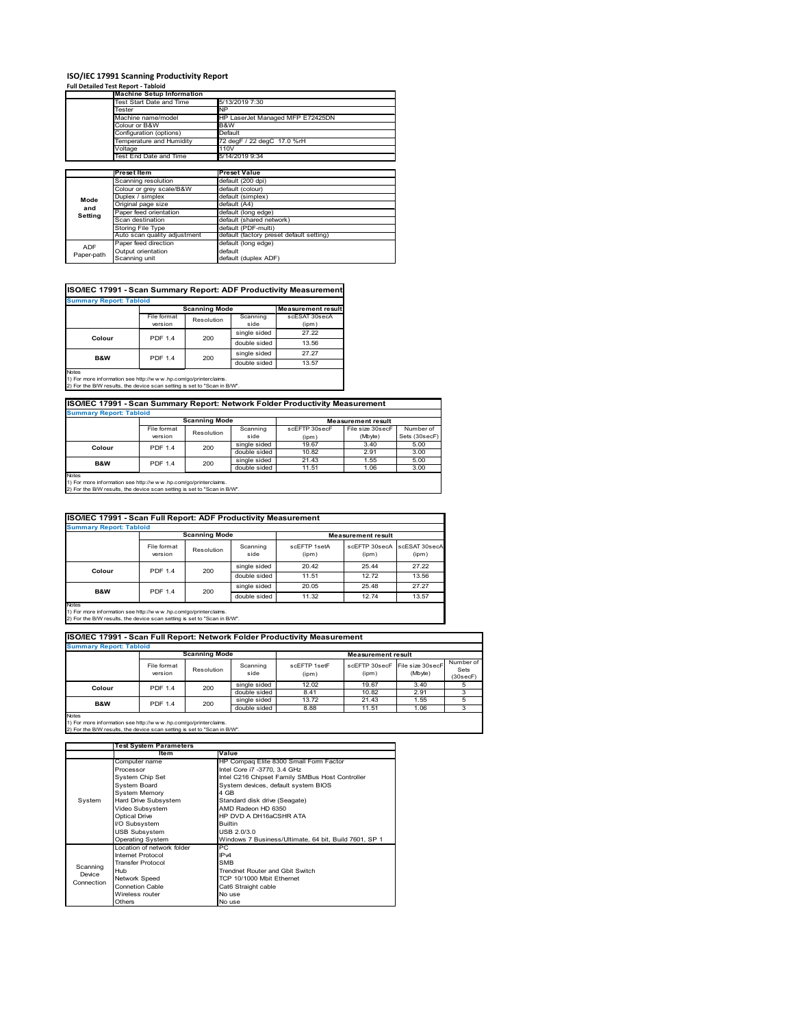# ISO/IEC 17991 Scanning Productivity Report

**Full Detailed Test Report - Tabloid**

| | Machine Setup Information | |
|---|---|---|
| | Test Start Date and Time | 5/13/2019 7:30 |
| | Tester | NP |
| | Machine name/model | HP LaserJet Managed MFP E72425DN |
| | Colour or B&W | B&W |
| | Configuration (options) | Default |
| | Temperature and Humidity | 72 degF / 22 degC 17.0 %rH |
| | Voltage | 110V |
| | Test End Date and Time | 5/14/2019 9:34 |

| | Preset Item | Preset Value |
|---|---|---|
| Mode and Setting | Scanning resolution | default (200 dpi) |
| | Colour or grey scale/B&W | default (colour) |
| | Duplex / simplex | default (simplex) |
| | Original page size | default (A4) |
| | Paper feed orientation | default (long edge) |
| | Scan destination | default (shared network) |
| | Storing File Type | default (PDF-multi) |
| | Auto scan quality adjustment | default (factory preset default setting) |
| ADF Paper-path | Paper feed direction | default (long edge) |
| | Output orientation | default |
| | Scanning unit | default (duplex ADF) |

## ISO/IEC 17991 - Scan Summary Report: ADF Productivity Measurement

**Summary Report: Tabloid**

| | Scanning Mode | | | Measurement result |
|---|---|---|---|---|
| | File format version | Resolution | Scanning side | scESAT 30secA (ipm) |
| Colour | PDF 1.4 | 200 | single sided | 27.22 |
| | | | double sided | 13.56 |
| B&W | PDF 1.4 | 200 | single sided | 27.27 |
| | | | double sided | 13.57 |

Notes
1) For more information see http://w w w .hp.com/go/printerclaims.
2) For the B/W results, the device scan setting is set to "Scan in B/W".

## ISO/IEC 17991 - Scan Summary Report: Network Folder Productivity Measurement

**Summary Report: Tabloid**

| | Scanning Mode | | | Measurement result | | |
|---|---|---|---|---|---|---|
| | File format version | Resolution | Scanning side | scEFTP 30secF (ipm) | File size 30secF (Mbyte) | Number of Sets (30secF) |
| Colour | PDF 1.4 | 200 | single sided | 19.67 | 3.40 | 5.00 |
| | | | double sided | 10.82 | 2.91 | 3.00 |
| B&W | PDF 1.4 | 200 | single sided | 21.43 | 1.55 | 5.00 |
| | | | double sided | 11.51 | 1.06 | 3.00 |

Notes
1) For more information see http://w w w .hp.com/go/printerclaims.
2) For the B/W results, the device scan setting is set to "Scan in B/W".

## ISO/IEC 17991 - Scan Full Report: ADF Productivity Measurement

**Summary Report: Tabloid**

| | Scanning Mode | | | Measurement result | | |
|---|---|---|---|---|---|---|
| | File format version | Resolution | Scanning side | scEFTP 1setA (ipm) | scEFTP 30secA (ipm) | scESAT 30secA (ipm) |
| Colour | PDF 1.4 | 200 | single sided | 20.42 | 25.44 | 27.22 |
| | | | double sided | 11.51 | 12.72 | 13.56 |
| B&W | PDF 1.4 | 200 | single sided | 20.05 | 25.48 | 27.27 |
| | | | double sided | 11.32 | 12.74 | 13.57 |

Notes
1) For more information see http://w w w .hp.com/go/printerclaims.
2) For the B/W results, the device scan setting is set to "Scan in B/W".

## ISO/IEC 17991 - Scan Full Report: Network Folder Productivity Measurement

**Summary Report: Tabloid**

| | Scanning Mode | | | Measurement result | | | |
|---|---|---|---|---|---|---|---|
| | File format version | Resolution | Scanning side | scEFTP 1setF (ipm) | scEFTP 30secF (ipm) | File size 30secF (Mbyte) | Number of Sets (30secF) |
| Colour | PDF 1.4 | 200 | single sided | 12.02 | 19.67 | 3.40 | 5 |
| | | | double sided | 8.41 | 10.82 | 2.91 | 3 |
| B&W | PDF 1.4 | 200 | single sided | 13.72 | 21.43 | 1.55 | 5 |
| | | | double sided | 8.88 | 11.51 | 1.06 | 3 |

Notes
1) For more information see http://w w w .hp.com/go/printerclaims.
2) For the B/W results, the device scan setting is set to "Scan in B/W".

| | Test System Parameters | |
|---|---|---|
| | Item | Value |
| System | Computer name | HP Compaq Elite 8300 Small Form Factor |
| | Processor | Intel Core i7 -3770, 3.4 GHz |
| | System Chip Set | Intel C216 Chipset Family SMBus Host Controller |
| | System Board | System devices, default system BIOS |
| | System Memory | 4 GB |
| | Hard Drive Subsystem | Standard disk drive (Seagate) |
| | Video Subsystem | AMD Radeon HD 6350 |
| | Optical Drive | HP DVD A DH16aCSHR ATA |
| | I/O Subsystem | Builtin |
| | USB Subsystem | USB 2.0/3.0 |
| | Operating System | Windows 7 Business/Ultimate, 64 bit, Build 7601, SP 1 |
| Scanning Device Connection | Location of network folder | PC |
| | Internet Protocol | IPv4 |
| | Transfer Protocol | SMB |
| | Hub | Trendnet Router and Gbit Switch |
| | Network Speed | TCP 10/1000 Mbit Ethernet |
| | Connetion Cable | Cat6 Straight cable |
| | Wireless router | No use |
| | Others | No use |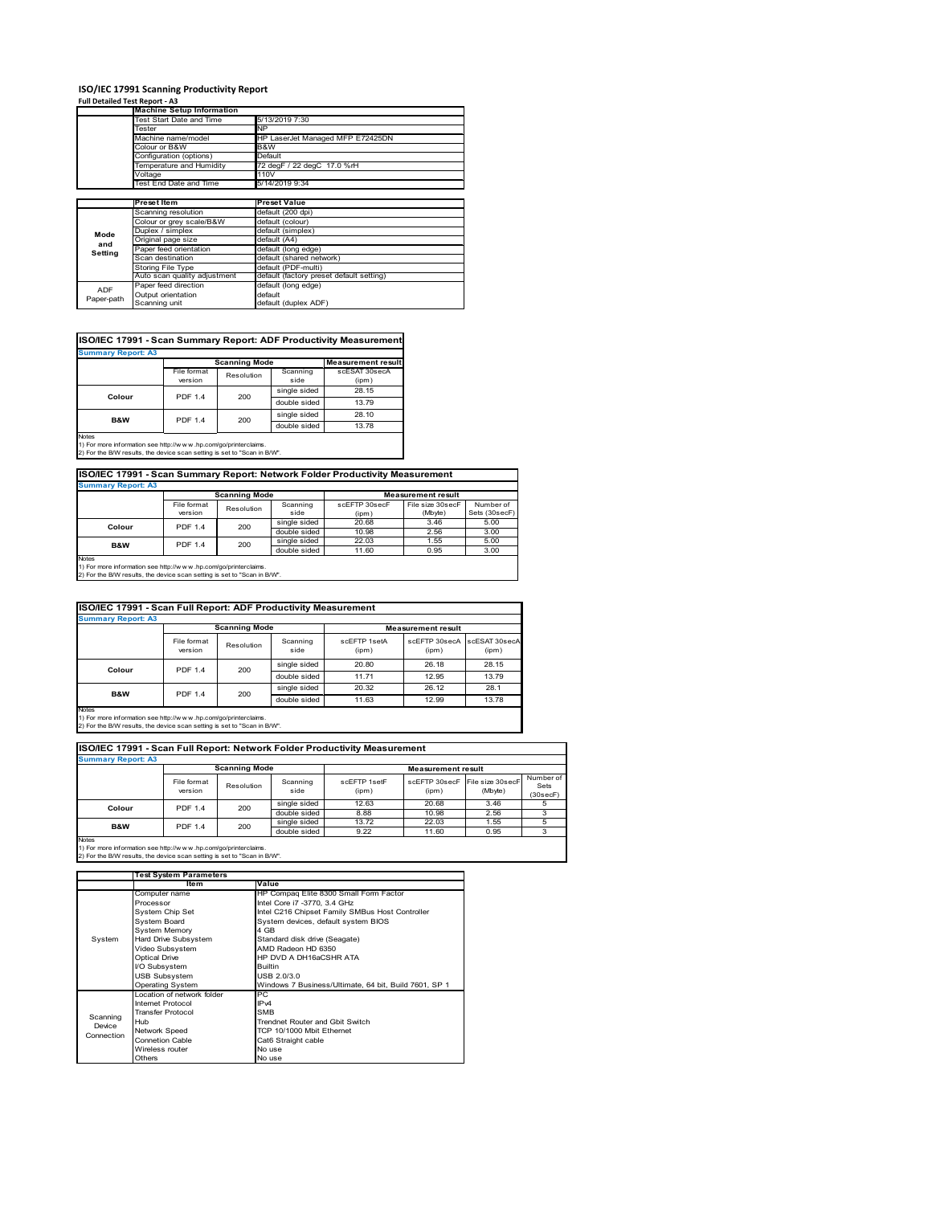# ISO/IEC 17991 Scanning Productivity Report

**Full Detailed Test Report - A3**

| | Machine Setup Information | |
|---|---|---|
| | Test Start Date and Time | 5/13/2019 7:30 |
| | Tester | NP |
| | Machine name/model | HP LaserJet Managed MFP E72425DN |
| | Colour or B&W | B&W |
| | Configuration (options) | Default |
| | Temperature and Humidity | 72 degF / 22 degC 17.0 %rH |
| | Voltage | 110V |
| | Test End Date and Time | 5/14/2019 9:34 |

| | Preset Item | Preset Value |
|---|---|---|
| Mode and Setting | Scanning resolution | default (200 dpi) |
| | Colour or grey scale/B&W | default (colour) |
| | Duplex / simplex | default (simplex) |
| | Original page size | default (A4) |
| | Paper feed orientation | default (long edge) |
| | Scan destination | default (shared network) |
| | Storing File Type | default (PDF-multi) |
| | Auto scan quality adjustment | default (factory preset default setting) |
| ADF Paper-path | Paper feed direction | default (long edge) |
| | Output orientation | default |
| | Scanning unit | default (duplex ADF) |

## ISO/IEC 17991 - Scan Summary Report: ADF Productivity Measurement

**Summary Report: A3**

| | Scanning Mode | | | Measurement result |
|---|---|---|---|---|
| | File format version | Resolution | Scanning side | scESAT 30secA (ipm) |
| Colour | PDF 1.4 | 200 | single sided | 28.15 |
| | | | double sided | 13.79 |
| B&W | PDF 1.4 | 200 | single sided | 28.10 |
| | | | double sided | 13.78 |

Notes
1) For more information see http://w w w .hp.com/go/printerclaims.
2) For the B/W results, the device scan setting is set to "Scan in B/W".

## ISO/IEC 17991 - Scan Summary Report: Network Folder Productivity Measurement

**Summary Report: A3**

| | Scanning Mode | | | Measurement result | | |
|---|---|---|---|---|---|---|
| | File format version | Resolution | Scanning side | scEFTP 30secF (ipm) | File size 30secF (Mbyte) | Number of Sets (30secF) |
| Colour | PDF 1.4 | 200 | single sided | 20.68 | 3.46 | 5.00 |
| | | | double sided | 10.98 | 2.56 | 3.00 |
| B&W | PDF 1.4 | 200 | single sided | 22.03 | 1.55 | 5.00 |
| | | | double sided | 11.60 | 0.95 | 3.00 |

Notes
1) For more information see http://w w w .hp.com/go/printerclaims.
2) For the B/W results, the device scan setting is set to "Scan in B/W".

## ISO/IEC 17991 - Scan Full Report: ADF Productivity Measurement

**Summary Report: A3**

| | Scanning Mode | | | Measurement result | | |
|---|---|---|---|---|---|---|
| | File format version | Resolution | Scanning side | scEFTP 1setA (ipm) | scEFTP 30secA (ipm) | scESAT 30secA (ipm) |
| Colour | PDF 1.4 | 200 | single sided | 20.80 | 26.18 | 28.15 |
| | | | double sided | 11.71 | 12.95 | 13.79 |
| B&W | PDF 1.4 | 200 | single sided | 20.32 | 26.12 | 28.1 |
| | | | double sided | 11.63 | 12.99 | 13.78 |

Notes
1) For more information see http://w w w .hp.com/go/printerclaims.
2) For the B/W results, the device scan setting is set to "Scan in B/W".

## ISO/IEC 17991 - Scan Full Report: Network Folder Productivity Measurement

**Summary Report: A3**

| | Scanning Mode | | | Measurement result | | | |
|---|---|---|---|---|---|---|---|
| | File format version | Resolution | Scanning side | scEFTP 1setF (ipm) | scEFTP 30secF (ipm) | File size 30secF (Mbyte) | Number of Sets (30secF) |
| Colour | PDF 1.4 | 200 | single sided | 12.63 | 20.68 | 3.46 | 5 |
| | | | double sided | 8.88 | 10.98 | 2.56 | 3 |
| B&W | PDF 1.4 | 200 | single sided | 13.72 | 22.03 | 1.55 | 5 |
| | | | double sided | 9.22 | 11.60 | 0.95 | 3 |

Notes
1) For more information see http://w w w .hp.com/go/printerclaims.
2) For the B/W results, the device scan setting is set to "Scan in B/W".

| | Test System Parameters | |
|---|---|---|
| | Item | Value |
| System | Computer name | HP Compaq Elite 8300 Small Form Factor |
| | Processor | Intel Core i7 -3770, 3.4 GHz |
| | System Chip Set | Intel C216 Chipset Family SMBus Host Controller |
| | System Board | System devices, default system BIOS |
| | System Memory | 4 GB |
| | Hard Drive Subsystem | Standard disk drive (Seagate) |
| | Video Subsystem | AMD Radeon HD 6350 |
| | Optical Drive | HP DVD A DH16aCSHR ATA |
| | I/O Subsystem | Builtin |
| | USB Subsystem | USB 2.0/3.0 |
| | Operating System | Windows 7 Business/Ultimate, 64 bit, Build 7601, SP 1 |
| Scanning Device Connection | Location of network folder | PC |
| | Internet Protocol | IPv4 |
| | Transfer Protocol | SMB |
| | Hub | Trendnet Router and Gbit Switch |
| | Network Speed | TCP 10/1000 Mbit Ethernet |
| | Connetion Cable | Cat6 Straight cable |
| | Wireless router | No use |
| | Others | No use |